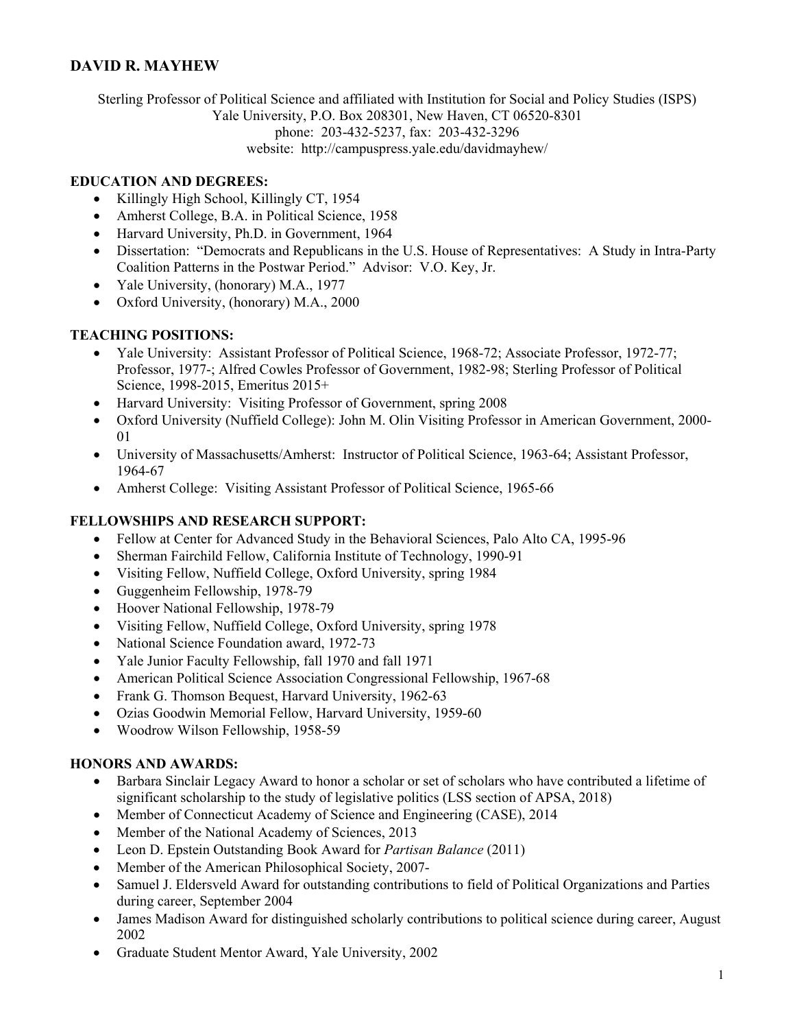# DAVID R. MAYHEW

Sterling Professor of Political Science and affiliated with Institution for Social and Policy Studies (ISPS)
Yale University, P.O. Box 208301, New Haven, CT 06520-8301
phone: 203-432-5237, fax: 203-432-3296
website: http://campuspress.yale.edu/davidmayhew/

## EDUCATION AND DEGREES:

- Killingly High School, Killingly CT, 1954
- Amherst College, B.A. in Political Science, 1958
- Harvard University, Ph.D. in Government, 1964
- Dissertation: "Democrats and Republicans in the U.S. House of Representatives: A Study in Intra-Party Coalition Patterns in the Postwar Period." Advisor: V.O. Key, Jr.
- Yale University, (honorary) M.A., 1977
- Oxford University, (honorary) M.A., 2000

## TEACHING POSITIONS:

- Yale University: Assistant Professor of Political Science, 1968-72; Associate Professor, 1972-77; Professor, 1977-; Alfred Cowles Professor of Government, 1982-98; Sterling Professor of Political Science, 1998-2015, Emeritus 2015+
- Harvard University: Visiting Professor of Government, spring 2008
- Oxford University (Nuffield College): John M. Olin Visiting Professor in American Government, 2000-01
- University of Massachusetts/Amherst: Instructor of Political Science, 1963-64; Assistant Professor, 1964-67
- Amherst College: Visiting Assistant Professor of Political Science, 1965-66

## FELLOWSHIPS AND RESEARCH SUPPORT:

- Fellow at Center for Advanced Study in the Behavioral Sciences, Palo Alto CA, 1995-96
- Sherman Fairchild Fellow, California Institute of Technology, 1990-91
- Visiting Fellow, Nuffield College, Oxford University, spring 1984
- Guggenheim Fellowship, 1978-79
- Hoover National Fellowship, 1978-79
- Visiting Fellow, Nuffield College, Oxford University, spring 1978
- National Science Foundation award, 1972-73
- Yale Junior Faculty Fellowship, fall 1970 and fall 1971
- American Political Science Association Congressional Fellowship, 1967-68
- Frank G. Thomson Bequest, Harvard University, 1962-63
- Ozias Goodwin Memorial Fellow, Harvard University, 1959-60
- Woodrow Wilson Fellowship, 1958-59

## HONORS AND AWARDS:

- Barbara Sinclair Legacy Award to honor a scholar or set of scholars who have contributed a lifetime of significant scholarship to the study of legislative politics (LSS section of APSA, 2018)
- Member of Connecticut Academy of Science and Engineering (CASE), 2014
- Member of the National Academy of Sciences, 2013
- Leon D. Epstein Outstanding Book Award for *Partisan Balance* (2011)
- Member of the American Philosophical Society, 2007-
- Samuel J. Eldersveld Award for outstanding contributions to field of Political Organizations and Parties during career, September 2004
- James Madison Award for distinguished scholarly contributions to political science during career, August 2002
- Graduate Student Mentor Award, Yale University, 2002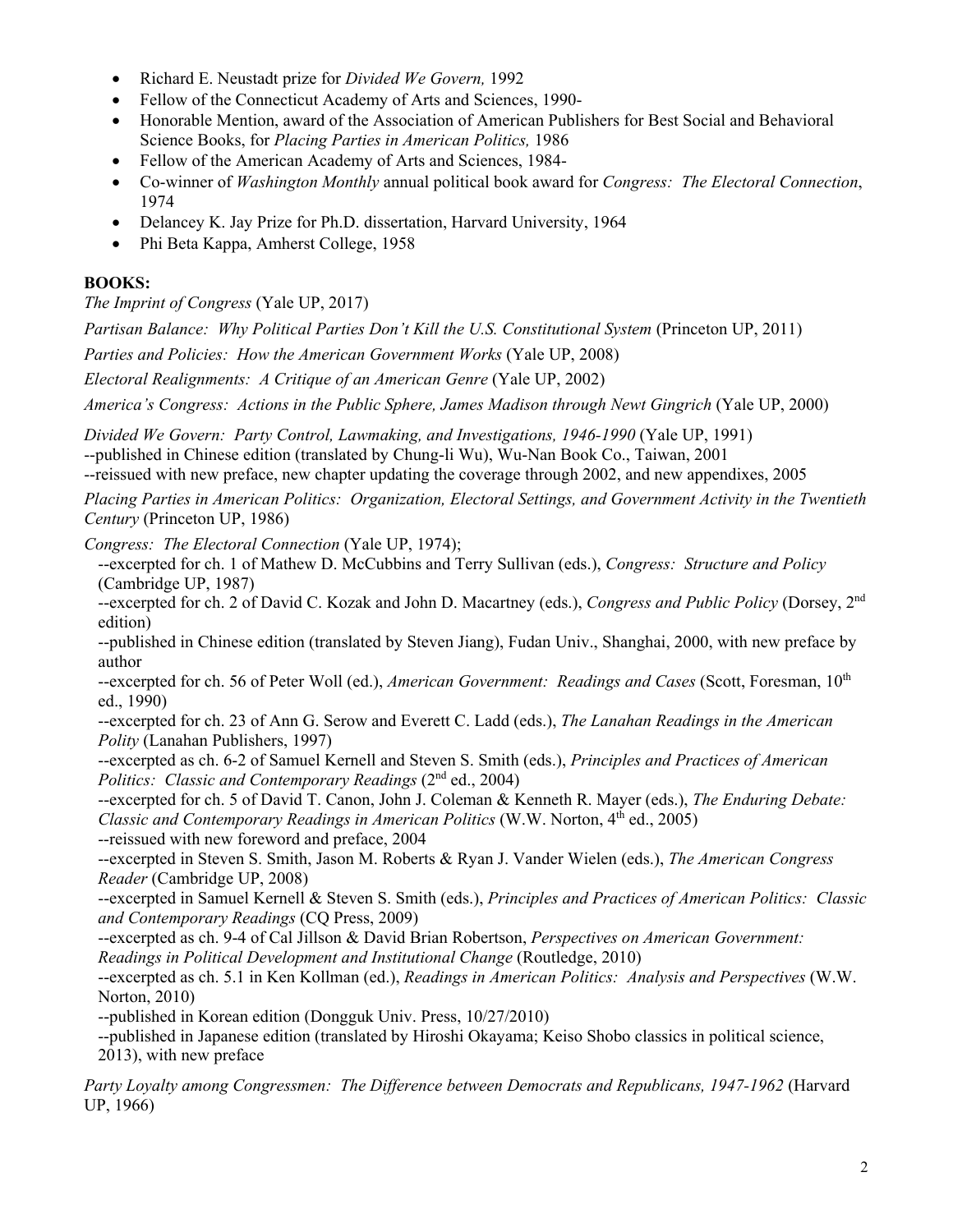- Richard E. Neustadt prize for *Divided We Govern,* 1992
- Fellow of the Connecticut Academy of Arts and Sciences, 1990-
- Honorable Mention, award of the Association of American Publishers for Best Social and Behavioral Science Books, for *Placing Parties in American Politics,* 1986
- Fellow of the American Academy of Arts and Sciences, 1984-
- Co-winner of *Washington Monthly* annual political book award for *Congress: The Electoral Connection*, 1974
- Delancey K. Jay Prize for Ph.D. dissertation, Harvard University, 1964
- Phi Beta Kappa, Amherst College, 1958

**BOOKS:**

*The Imprint of Congress* (Yale UP, 2017)

*Partisan Balance: Why Political Parties Don't Kill the U.S. Constitutional System* (Princeton UP, 2011)

*Parties and Policies: How the American Government Works* (Yale UP, 2008)

*Electoral Realignments: A Critique of an American Genre* (Yale UP, 2002)

*America's Congress: Actions in the Public Sphere, James Madison through Newt Gingrich* (Yale UP, 2000)

*Divided We Govern: Party Control, Lawmaking, and Investigations, 1946-1990* (Yale UP, 1991)
--published in Chinese edition (translated by Chung-li Wu), Wu-Nan Book Co., Taiwan, 2001
--reissued with new preface, new chapter updating the coverage through 2002, and new appendixes, 2005

*Placing Parties in American Politics: Organization, Electoral Settings, and Government Activity in the Twentieth Century* (Princeton UP, 1986)

*Congress: The Electoral Connection* (Yale UP, 1974);
--excerpted for ch. 1 of Mathew D. McCubbins and Terry Sullivan (eds.), *Congress: Structure and Policy* (Cambridge UP, 1987)
--excerpted for ch. 2 of David C. Kozak and John D. Macartney (eds.), *Congress and Public Policy* (Dorsey, 2nd edition)
--published in Chinese edition (translated by Steven Jiang), Fudan Univ., Shanghai, 2000, with new preface by author
--excerpted for ch. 56 of Peter Woll (ed.), *American Government: Readings and Cases* (Scott, Foresman, 10th ed., 1990)
--excerpted for ch. 23 of Ann G. Serow and Everett C. Ladd (eds.), *The Lanahan Readings in the American Polity* (Lanahan Publishers, 1997)
--excerpted as ch. 6-2 of Samuel Kernell and Steven S. Smith (eds.), *Principles and Practices of American Politics: Classic and Contemporary Readings* (2nd ed., 2004)
--excerpted for ch. 5 of David T. Canon, John J. Coleman & Kenneth R. Mayer (eds.), *The Enduring Debate: Classic and Contemporary Readings in American Politics* (W.W. Norton, 4th ed., 2005)
--reissued with new foreword and preface, 2004
--excerpted in Steven S. Smith, Jason M. Roberts & Ryan J. Vander Wielen (eds.), *The American Congress Reader* (Cambridge UP, 2008)
--excerpted in Samuel Kernell & Steven S. Smith (eds.), *Principles and Practices of American Politics: Classic and Contemporary Readings* (CQ Press, 2009)
--excerpted as ch. 9-4 of Cal Jillson & David Brian Robertson, *Perspectives on American Government: Readings in Political Development and Institutional Change* (Routledge, 2010)
--excerpted as ch. 5.1 in Ken Kollman (ed.), *Readings in American Politics: Analysis and Perspectives* (W.W. Norton, 2010)
--published in Korean edition (Dongguk Univ. Press, 10/27/2010)
--published in Japanese edition (translated by Hiroshi Okayama; Keiso Shobo classics in political science, 2013), with new preface

*Party Loyalty among Congressmen: The Difference between Democrats and Republicans, 1947-1962* (Harvard UP, 1966)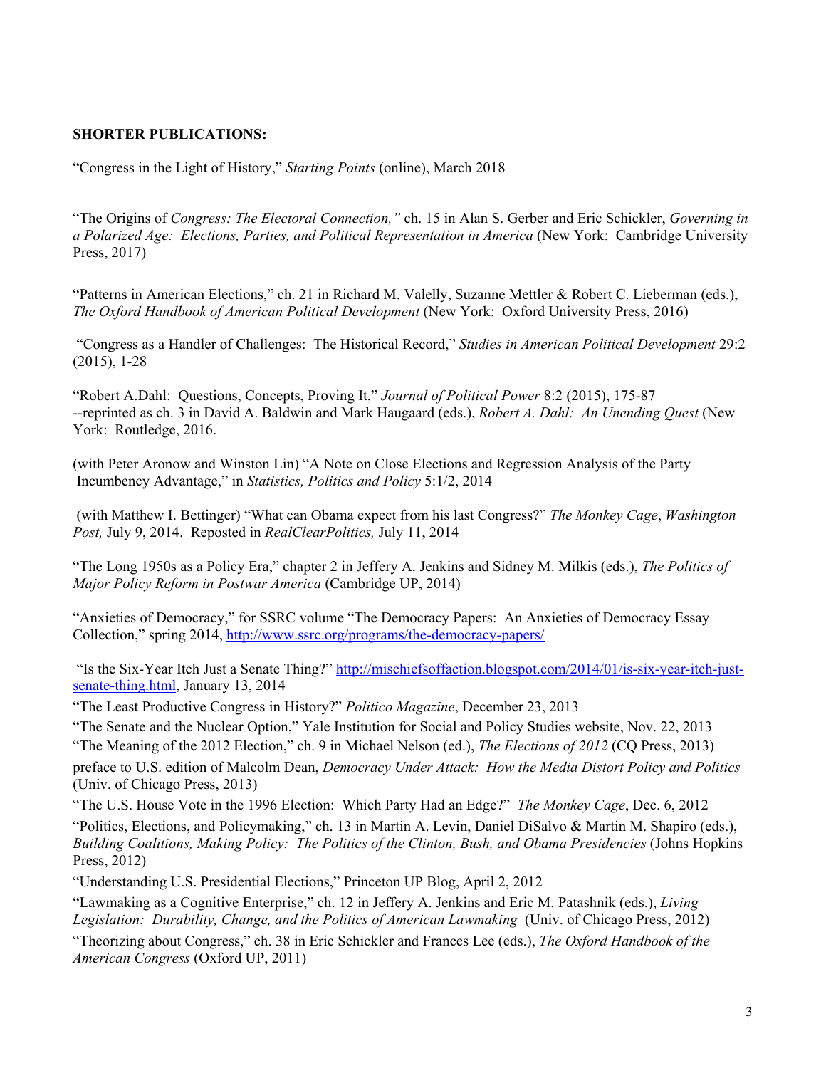**SHORTER PUBLICATIONS:**

"Congress in the Light of History," *Starting Points* (online), March 2018

"The Origins of *Congress: The Electoral Connection,"* ch. 15 in Alan S. Gerber and Eric Schickler, *Governing in a Polarized Age: Elections, Parties, and Political Representation in America* (New York: Cambridge University Press, 2017)

"Patterns in American Elections," ch. 21 in Richard M. Valelly, Suzanne Mettler & Robert C. Lieberman (eds.), *The Oxford Handbook of American Political Development* (New York: Oxford University Press, 2016)

"Congress as a Handler of Challenges: The Historical Record," *Studies in American Political Development* 29:2 (2015), 1-28

"Robert A.Dahl: Questions, Concepts, Proving It," *Journal of Political Power* 8:2 (2015), 175-87
--reprinted as ch. 3 in David A. Baldwin and Mark Haugaard (eds.), *Robert A. Dahl: An Unending Quest* (New York: Routledge, 2016.

(with Peter Aronow and Winston Lin) "A Note on Close Elections and Regression Analysis of the Party Incumbency Advantage," in *Statistics, Politics and Policy* 5:1/2, 2014

(with Matthew I. Bettinger) "What can Obama expect from his last Congress?" *The Monkey Cage*, *Washington Post,* July 9, 2014. Reposted in *RealClearPolitics,* July 11, 2014

"The Long 1950s as a Policy Era," chapter 2 in Jeffery A. Jenkins and Sidney M. Milkis (eds.), *The Politics of Major Policy Reform in Postwar America* (Cambridge UP, 2014)

"Anxieties of Democracy," for SSRC volume "The Democracy Papers: An Anxieties of Democracy Essay Collection," spring 2014, http://www.ssrc.org/programs/the-democracy-papers/

"Is the Six-Year Itch Just a Senate Thing?" http://mischiefsoffaction.blogspot.com/2014/01/is-six-year-itch-just-senate-thing.html, January 13, 2014

"The Least Productive Congress in History?" *Politico Magazine*, December 23, 2013

"The Senate and the Nuclear Option," Yale Institution for Social and Policy Studies website, Nov. 22, 2013

"The Meaning of the 2012 Election," ch. 9 in Michael Nelson (ed.), *The Elections of 2012* (CQ Press, 2013)

preface to U.S. edition of Malcolm Dean, *Democracy Under Attack: How the Media Distort Policy and Politics* (Univ. of Chicago Press, 2013)

"The U.S. House Vote in the 1996 Election: Which Party Had an Edge?" *The Monkey Cage*, Dec. 6, 2012

"Politics, Elections, and Policymaking," ch. 13 in Martin A. Levin, Daniel DiSalvo & Martin M. Shapiro (eds.), *Building Coalitions, Making Policy: The Politics of the Clinton, Bush, and Obama Presidencies* (Johns Hopkins Press, 2012)

"Understanding U.S. Presidential Elections," Princeton UP Blog, April 2, 2012

"Lawmaking as a Cognitive Enterprise," ch. 12 in Jeffery A. Jenkins and Eric M. Patashnik (eds.), *Living Legislation: Durability, Change, and the Politics of American Lawmaking* (Univ. of Chicago Press, 2012)

"Theorizing about Congress," ch. 38 in Eric Schickler and Frances Lee (eds.), *The Oxford Handbook of the American Congress* (Oxford UP, 2011)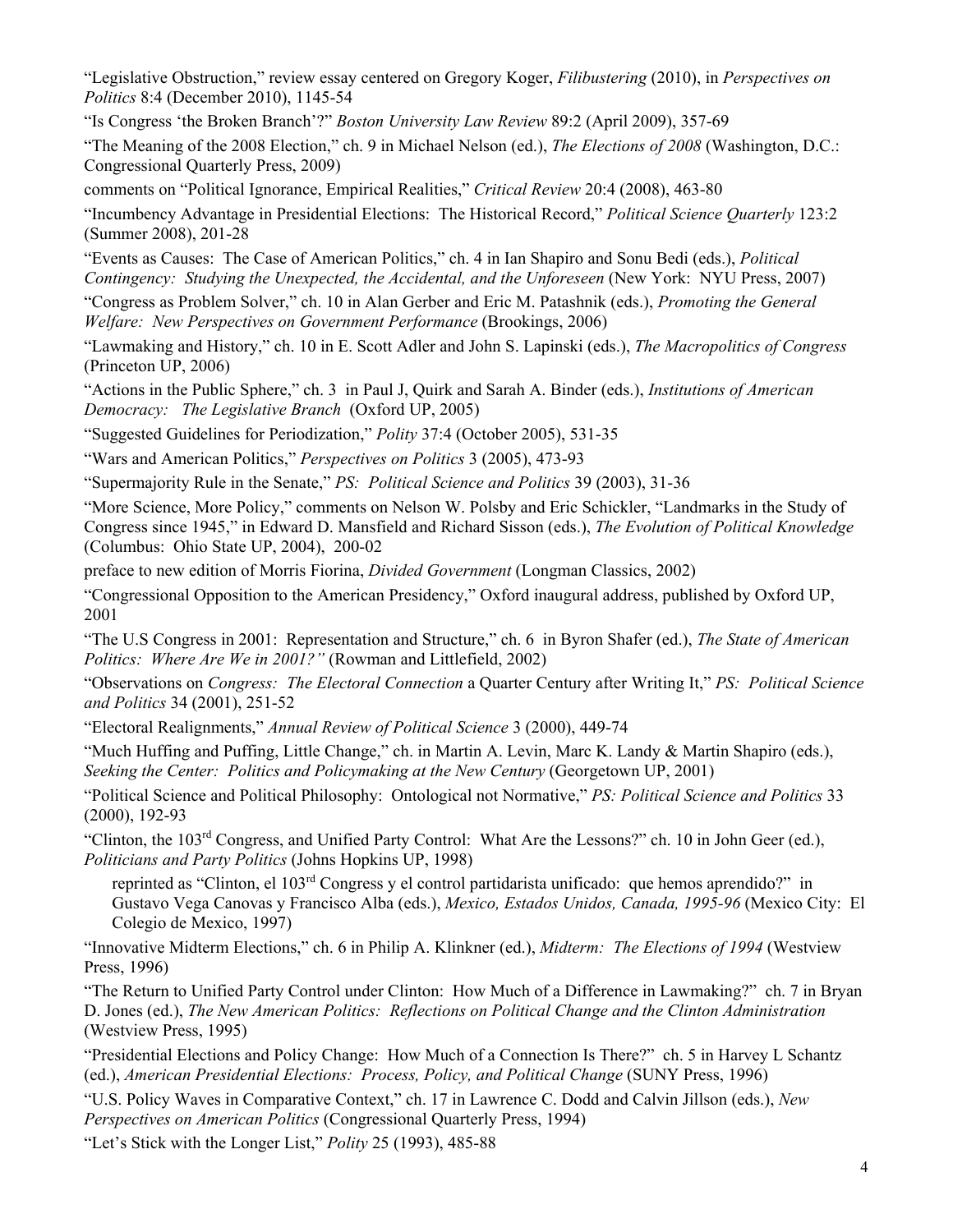"Legislative Obstruction," review essay centered on Gregory Koger, *Filibustering* (2010), in *Perspectives on Politics* 8:4 (December 2010), 1145-54

"Is Congress 'the Broken Branch'?" *Boston University Law Review* 89:2 (April 2009), 357-69

"The Meaning of the 2008 Election," ch. 9 in Michael Nelson (ed.), *The Elections of 2008* (Washington, D.C.: Congressional Quarterly Press, 2009)

comments on "Political Ignorance, Empirical Realities," *Critical Review* 20:4 (2008), 463-80

"Incumbency Advantage in Presidential Elections: The Historical Record," *Political Science Quarterly* 123:2 (Summer 2008), 201-28

"Events as Causes: The Case of American Politics," ch. 4 in Ian Shapiro and Sonu Bedi (eds.), *Political Contingency: Studying the Unexpected, the Accidental, and the Unforeseen* (New York: NYU Press, 2007)

"Congress as Problem Solver," ch. 10 in Alan Gerber and Eric M. Patashnik (eds.), *Promoting the General Welfare: New Perspectives on Government Performance* (Brookings, 2006)

"Lawmaking and History," ch. 10 in E. Scott Adler and John S. Lapinski (eds.), *The Macropolitics of Congress* (Princeton UP, 2006)

"Actions in the Public Sphere," ch. 3 in Paul J, Quirk and Sarah A. Binder (eds.), *Institutions of American Democracy: The Legislative Branch* (Oxford UP, 2005)

"Suggested Guidelines for Periodization," *Polity* 37:4 (October 2005), 531-35

"Wars and American Politics," *Perspectives on Politics* 3 (2005), 473-93

"Supermajority Rule in the Senate," *PS: Political Science and Politics* 39 (2003), 31-36

"More Science, More Policy," comments on Nelson W. Polsby and Eric Schickler, "Landmarks in the Study of Congress since 1945," in Edward D. Mansfield and Richard Sisson (eds.), *The Evolution of Political Knowledge* (Columbus: Ohio State UP, 2004), 200-02

preface to new edition of Morris Fiorina, *Divided Government* (Longman Classics, 2002)

"Congressional Opposition to the American Presidency," Oxford inaugural address, published by Oxford UP, 2001

"The U.S Congress in 2001: Representation and Structure," ch. 6 in Byron Shafer (ed.), *The State of American Politics: Where Are We in 2001?"* (Rowman and Littlefield, 2002)

"Observations on *Congress: The Electoral Connection* a Quarter Century after Writing It," *PS: Political Science and Politics* 34 (2001), 251-52

"Electoral Realignments," *Annual Review of Political Science* 3 (2000), 449-74

"Much Huffing and Puffing, Little Change," ch. in Martin A. Levin, Marc K. Landy & Martin Shapiro (eds.), *Seeking the Center: Politics and Policymaking at the New Century* (Georgetown UP, 2001)

"Political Science and Political Philosophy: Ontological not Normative," *PS: Political Science and Politics* 33 (2000), 192-93

"Clinton, the 103rd Congress, and Unified Party Control: What Are the Lessons?" ch. 10 in John Geer (ed.), *Politicians and Party Politics* (Johns Hopkins UP, 1998)

  reprinted as "Clinton, el 103rd Congress y el control partidarista unificado: que hemos aprendido?" in Gustavo Vega Canovas y Francisco Alba (eds.), *Mexico, Estados Unidos, Canada, 1995-96* (Mexico City: El Colegio de Mexico, 1997)

"Innovative Midterm Elections," ch. 6 in Philip A. Klinkner (ed.), *Midterm: The Elections of 1994* (Westview Press, 1996)

"The Return to Unified Party Control under Clinton: How Much of a Difference in Lawmaking?" ch. 7 in Bryan D. Jones (ed.), *The New American Politics: Reflections on Political Change and the Clinton Administration* (Westview Press, 1995)

"Presidential Elections and Policy Change: How Much of a Connection Is There?" ch. 5 in Harvey L Schantz (ed.), *American Presidential Elections: Process, Policy, and Political Change* (SUNY Press, 1996)

"U.S. Policy Waves in Comparative Context," ch. 17 in Lawrence C. Dodd and Calvin Jillson (eds.), *New Perspectives on American Politics* (Congressional Quarterly Press, 1994)

"Let's Stick with the Longer List," *Polity* 25 (1993), 485-88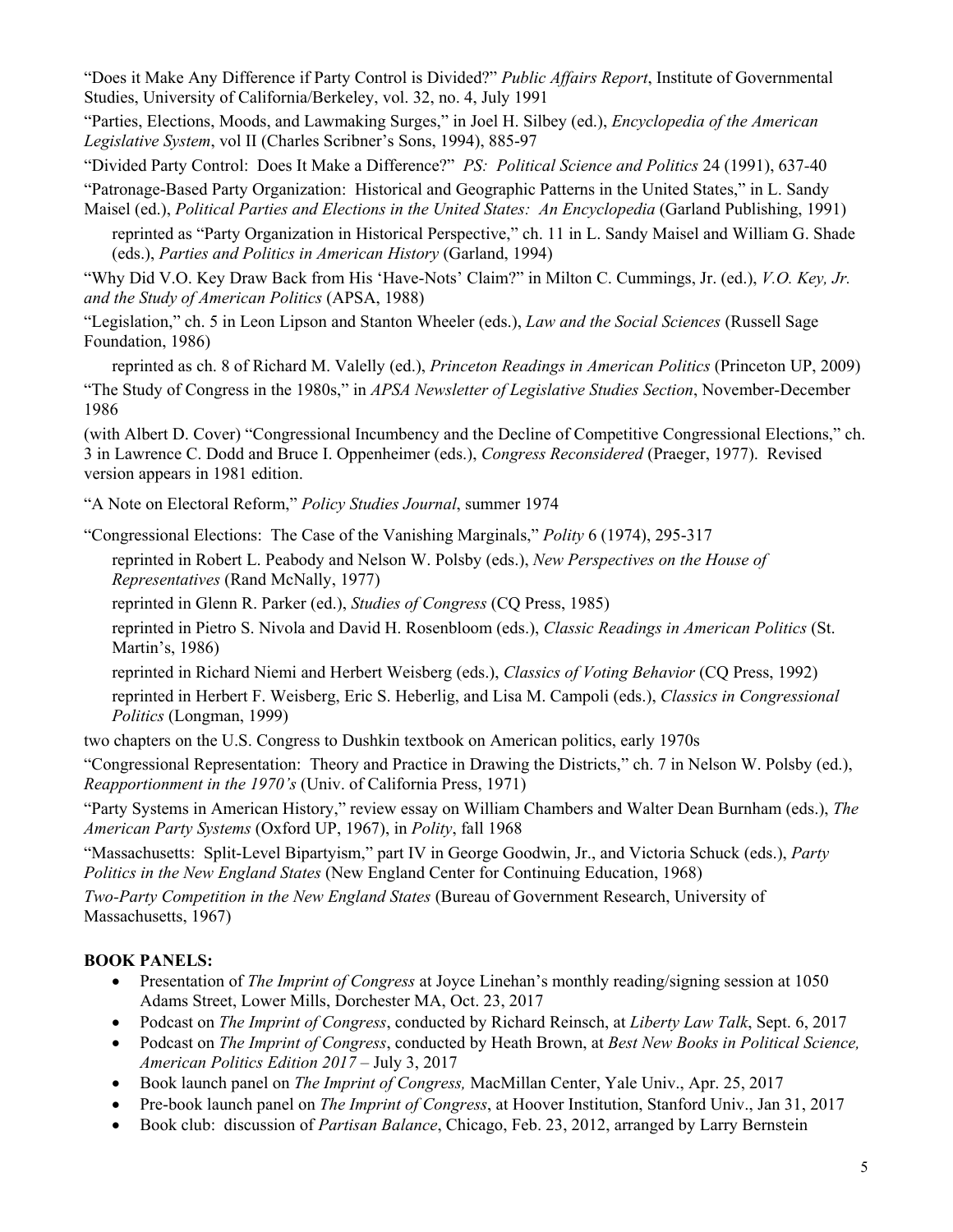"Does it Make Any Difference if Party Control is Divided?" *Public Affairs Report*, Institute of Governmental Studies, University of California/Berkeley, vol. 32, no. 4, July 1991

"Parties, Elections, Moods, and Lawmaking Surges," in Joel H. Silbey (ed.), *Encyclopedia of the American Legislative System*, vol II (Charles Scribner's Sons, 1994), 885-97

"Divided Party Control: Does It Make a Difference?" *PS: Political Science and Politics* 24 (1991), 637-40

"Patronage-Based Party Organization: Historical and Geographic Patterns in the United States," in L. Sandy Maisel (ed.), *Political Parties and Elections in the United States: An Encyclopedia* (Garland Publishing, 1991)

reprinted as "Party Organization in Historical Perspective," ch. 11 in L. Sandy Maisel and William G. Shade (eds.), *Parties and Politics in American History* (Garland, 1994)

"Why Did V.O. Key Draw Back from His 'Have-Nots' Claim?" in Milton C. Cummings, Jr. (ed.), *V.O. Key, Jr. and the Study of American Politics* (APSA, 1988)

"Legislation," ch. 5 in Leon Lipson and Stanton Wheeler (eds.), *Law and the Social Sciences* (Russell Sage Foundation, 1986)

reprinted as ch. 8 of Richard M. Valelly (ed.), *Princeton Readings in American Politics* (Princeton UP, 2009)

"The Study of Congress in the 1980s," in *APSA Newsletter of Legislative Studies Section*, November-December 1986

(with Albert D. Cover) "Congressional Incumbency and the Decline of Competitive Congressional Elections," ch. 3 in Lawrence C. Dodd and Bruce I. Oppenheimer (eds.), *Congress Reconsidered* (Praeger, 1977). Revised version appears in 1981 edition.

"A Note on Electoral Reform," *Policy Studies Journal*, summer 1974

"Congressional Elections: The Case of the Vanishing Marginals," *Polity* 6 (1974), 295-317

reprinted in Robert L. Peabody and Nelson W. Polsby (eds.), *New Perspectives on the House of Representatives* (Rand McNally, 1977)

reprinted in Glenn R. Parker (ed.), *Studies of Congress* (CQ Press, 1985)

reprinted in Pietro S. Nivola and David H. Rosenbloom (eds.), *Classic Readings in American Politics* (St. Martin's, 1986)

reprinted in Richard Niemi and Herbert Weisberg (eds.), *Classics of Voting Behavior* (CQ Press, 1992)

reprinted in Herbert F. Weisberg, Eric S. Heberlig, and Lisa M. Campoli (eds.), *Classics in Congressional Politics* (Longman, 1999)

two chapters on the U.S. Congress to Dushkin textbook on American politics, early 1970s

"Congressional Representation: Theory and Practice in Drawing the Districts," ch. 7 in Nelson W. Polsby (ed.), *Reapportionment in the 1970's* (Univ. of California Press, 1971)

"Party Systems in American History," review essay on William Chambers and Walter Dean Burnham (eds.), *The American Party Systems* (Oxford UP, 1967), in *Polity*, fall 1968

"Massachusetts: Split-Level Bipartyism," part IV in George Goodwin, Jr., and Victoria Schuck (eds.), *Party Politics in the New England States* (New England Center for Continuing Education, 1968)

*Two-Party Competition in the New England States* (Bureau of Government Research, University of Massachusetts, 1967)

**BOOK PANELS:**

- Presentation of *The Imprint of Congress* at Joyce Linehan's monthly reading/signing session at 1050 Adams Street, Lower Mills, Dorchester MA, Oct. 23, 2017
- Podcast on *The Imprint of Congress*, conducted by Richard Reinsch, at *Liberty Law Talk*, Sept. 6, 2017
- Podcast on *The Imprint of Congress*, conducted by Heath Brown, at *Best New Books in Political Science, American Politics Edition 2017* – July 3, 2017
- Book launch panel on *The Imprint of Congress,* MacMillan Center, Yale Univ., Apr. 25, 2017
- Pre-book launch panel on *The Imprint of Congress*, at Hoover Institution, Stanford Univ., Jan 31, 2017
- Book club: discussion of *Partisan Balance*, Chicago, Feb. 23, 2012, arranged by Larry Bernstein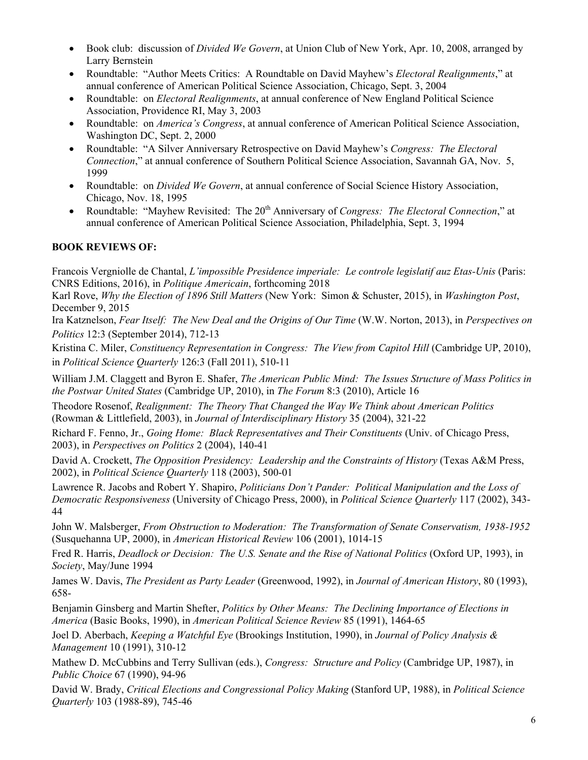- Book club: discussion of *Divided We Govern*, at Union Club of New York, Apr. 10, 2008, arranged by Larry Bernstein
- Roundtable: "Author Meets Critics: A Roundtable on David Mayhew's *Electoral Realignments*," at annual conference of American Political Science Association, Chicago, Sept. 3, 2004
- Roundtable: on *Electoral Realignments*, at annual conference of New England Political Science Association, Providence RI, May 3, 2003
- Roundtable: on *America's Congress*, at annual conference of American Political Science Association, Washington DC, Sept. 2, 2000
- Roundtable: "A Silver Anniversary Retrospective on David Mayhew's *Congress: The Electoral Connection*," at annual conference of Southern Political Science Association, Savannah GA, Nov. 5, 1999
- Roundtable: on *Divided We Govern*, at annual conference of Social Science History Association, Chicago, Nov. 18, 1995
- Roundtable: "Mayhew Revisited: The 20th Anniversary of *Congress: The Electoral Connection*," at annual conference of American Political Science Association, Philadelphia, Sept. 3, 1994

**BOOK REVIEWS OF:**

Francois Vergniolle de Chantal, *L'impossible Presidence imperiale: Le controle legislatif auz Etas-Unis* (Paris: CNRS Editions, 2016), in *Politique Americain*, forthcoming 2018

Karl Rove, *Why the Election of 1896 Still Matters* (New York: Simon & Schuster, 2015), in *Washington Post*, December 9, 2015

Ira Katznelson, *Fear Itself: The New Deal and the Origins of Our Time* (W.W. Norton, 2013), in *Perspectives on Politics* 12:3 (September 2014), 712-13

Kristina C. Miler, *Constituency Representation in Congress: The View from Capitol Hill* (Cambridge UP, 2010), in *Political Science Quarterly* 126:3 (Fall 2011), 510-11

William J.M. Claggett and Byron E. Shafer, *The American Public Mind: The Issues Structure of Mass Politics in the Postwar United States* (Cambridge UP, 2010), in *The Forum* 8:3 (2010), Article 16

Theodore Rosenof, *Realignment: The Theory That Changed the Way We Think about American Politics* (Rowman & Littlefield, 2003), in *Journal of Interdisciplinary History* 35 (2004), 321-22

Richard F. Fenno, Jr., *Going Home: Black Representatives and Their Constituents* (Univ. of Chicago Press, 2003), in *Perspectives on Politics* 2 (2004), 140-41

David A. Crockett, *The Opposition Presidency: Leadership and the Constraints of History* (Texas A&M Press, 2002), in *Political Science Quarterly* 118 (2003), 500-01

Lawrence R. Jacobs and Robert Y. Shapiro, *Politicians Don't Pander: Political Manipulation and the Loss of Democratic Responsiveness* (University of Chicago Press, 2000), in *Political Science Quarterly* 117 (2002), 343-44

John W. Malsberger, *From Obstruction to Moderation: The Transformation of Senate Conservatism, 1938-1952* (Susquehanna UP, 2000), in *American Historical Review* 106 (2001), 1014-15

Fred R. Harris, *Deadlock or Decision: The U.S. Senate and the Rise of National Politics* (Oxford UP, 1993), in *Society*, May/June 1994

James W. Davis, *The President as Party Leader* (Greenwood, 1992), in *Journal of American History*, 80 (1993), 658-

Benjamin Ginsberg and Martin Shefter, *Politics by Other Means: The Declining Importance of Elections in America* (Basic Books, 1990), in *American Political Science Review* 85 (1991), 1464-65

Joel D. Aberbach, *Keeping a Watchful Eye* (Brookings Institution, 1990), in *Journal of Policy Analysis & Management* 10 (1991), 310-12

Mathew D. McCubbins and Terry Sullivan (eds.), *Congress: Structure and Policy* (Cambridge UP, 1987), in *Public Choice* 67 (1990), 94-96

David W. Brady, *Critical Elections and Congressional Policy Making* (Stanford UP, 1988), in *Political Science Quarterly* 103 (1988-89), 745-46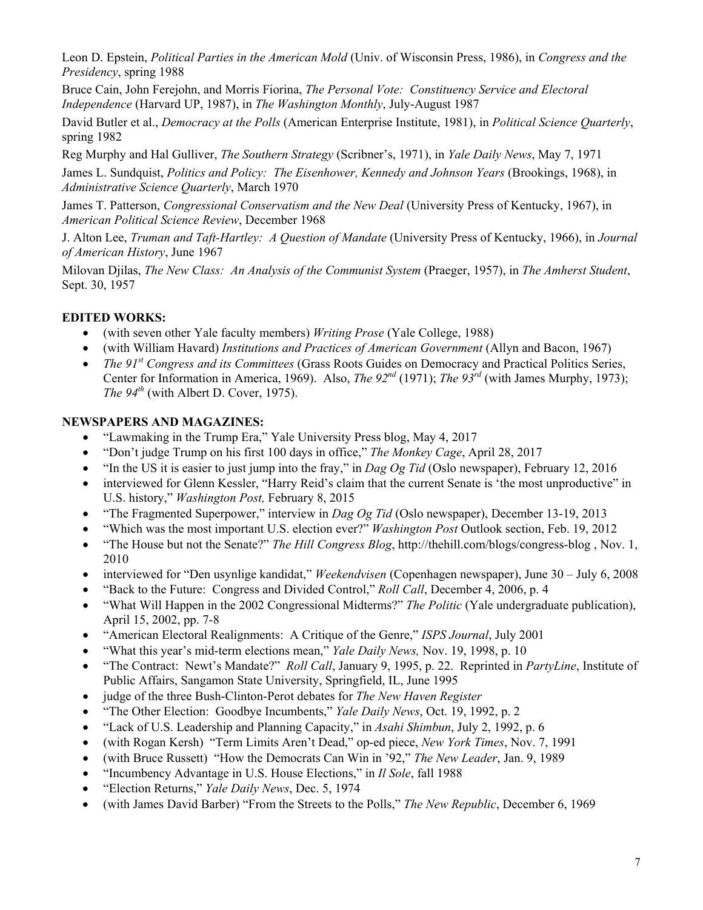Leon D. Epstein, *Political Parties in the American Mold* (Univ. of Wisconsin Press, 1986), in *Congress and the Presidency*, spring 1988

Bruce Cain, John Ferejohn, and Morris Fiorina, *The Personal Vote: Constituency Service and Electoral Independence* (Harvard UP, 1987), in *The Washington Monthly*, July-August 1987

David Butler et al., *Democracy at the Polls* (American Enterprise Institute, 1981), in *Political Science Quarterly*, spring 1982

Reg Murphy and Hal Gulliver, *The Southern Strategy* (Scribner's, 1971), in *Yale Daily News*, May 7, 1971

James L. Sundquist, *Politics and Policy: The Eisenhower, Kennedy and Johnson Years* (Brookings, 1968), in *Administrative Science Quarterly*, March 1970

James T. Patterson, *Congressional Conservatism and the New Deal* (University Press of Kentucky, 1967), in *American Political Science Review*, December 1968

J. Alton Lee, *Truman and Taft-Hartley: A Question of Mandate* (University Press of Kentucky, 1966), in *Journal of American History*, June 1967

Milovan Djilas, *The New Class: An Analysis of the Communist System* (Praeger, 1957), in *The Amherst Student*, Sept. 30, 1957

**EDITED WORKS:**

- (with seven other Yale faculty members) *Writing Prose* (Yale College, 1988)
- (with William Havard) *Institutions and Practices of American Government* (Allyn and Bacon, 1967)
- *The 91st Congress and its Committees* (Grass Roots Guides on Democracy and Practical Politics Series, Center for Information in America, 1969). Also, *The 92nd* (1971); *The 93rd* (with James Murphy, 1973); *The 94th* (with Albert D. Cover, 1975).

**NEWSPAPERS AND MAGAZINES:**

- "Lawmaking in the Trump Era," Yale University Press blog, May 4, 2017
- "Don't judge Trump on his first 100 days in office," *The Monkey Cage*, April 28, 2017
- "In the US it is easier to just jump into the fray," in *Dag Og Tid* (Oslo newspaper), February 12, 2016
- interviewed for Glenn Kessler, "Harry Reid's claim that the current Senate is 'the most unproductive" in U.S. history," *Washington Post,* February 8, 2015
- "The Fragmented Superpower," interview in *Dag Og Tid* (Oslo newspaper), December 13-19, 2013
- "Which was the most important U.S. election ever?" *Washington Post* Outlook section, Feb. 19, 2012
- "The House but not the Senate?" *The Hill Congress Blog*, http://thehill.com/blogs/congress-blog , Nov. 1, 2010
- interviewed for "Den usynlige kandidat," *Weekendvisen* (Copenhagen newspaper), June 30 – July 6, 2008
- "Back to the Future: Congress and Divided Control," *Roll Call*, December 4, 2006, p. 4
- "What Will Happen in the 2002 Congressional Midterms?" *The Politic* (Yale undergraduate publication), April 15, 2002, pp. 7-8
- "American Electoral Realignments: A Critique of the Genre," *ISPS Journal*, July 2001
- "What this year's mid-term elections mean," *Yale Daily News,* Nov. 19, 1998, p. 10
- "The Contract: Newt's Mandate?" *Roll Call*, January 9, 1995, p. 22. Reprinted in *PartyLine*, Institute of Public Affairs, Sangamon State University, Springfield, IL, June 1995
- judge of the three Bush-Clinton-Perot debates for *The New Haven Register*
- "The Other Election: Goodbye Incumbents," *Yale Daily News*, Oct. 19, 1992, p. 2
- "Lack of U.S. Leadership and Planning Capacity," in *Asahi Shimbun*, July 2, 1992, p. 6
- (with Rogan Kersh) "Term Limits Aren't Dead," op-ed piece, *New York Times*, Nov. 7, 1991
- (with Bruce Russett) "How the Democrats Can Win in '92," *The New Leader*, Jan. 9, 1989
- "Incumbency Advantage in U.S. House Elections," in *Il Sole*, fall 1988
- "Election Returns," *Yale Daily News*, Dec. 5, 1974
- (with James David Barber) "From the Streets to the Polls," *The New Republic*, December 6, 1969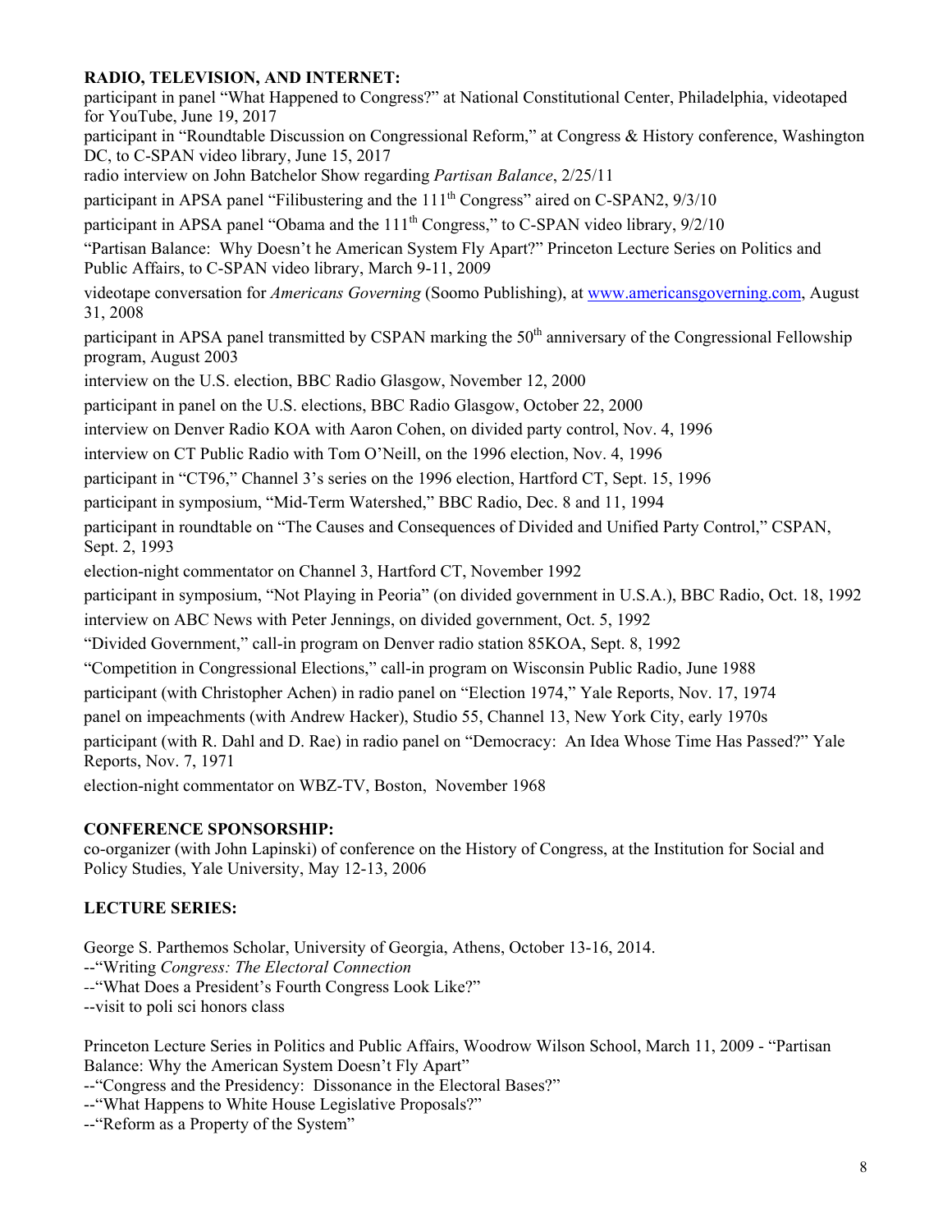**RADIO, TELEVISION, AND INTERNET:**

participant in panel "What Happened to Congress?" at National Constitutional Center, Philadelphia, videotaped for YouTube, June 19, 2017

participant in "Roundtable Discussion on Congressional Reform," at Congress & History conference, Washington DC, to C-SPAN video library, June 15, 2017

radio interview on John Batchelor Show regarding *Partisan Balance*, 2/25/11

participant in APSA panel "Filibustering and the 111th Congress" aired on C-SPAN2, 9/3/10

participant in APSA panel "Obama and the 111th Congress," to C-SPAN video library, 9/2/10

"Partisan Balance: Why Doesn't he American System Fly Apart?" Princeton Lecture Series on Politics and Public Affairs, to C-SPAN video library, March 9-11, 2009

videotape conversation for *Americans Governing* (Soomo Publishing), at www.americansgoverning.com, August 31, 2008

participant in APSA panel transmitted by CSPAN marking the 50th anniversary of the Congressional Fellowship program, August 2003

interview on the U.S. election, BBC Radio Glasgow, November 12, 2000

participant in panel on the U.S. elections, BBC Radio Glasgow, October 22, 2000

interview on Denver Radio KOA with Aaron Cohen, on divided party control, Nov. 4, 1996

interview on CT Public Radio with Tom O'Neill, on the 1996 election, Nov. 4, 1996

participant in "CT96," Channel 3's series on the 1996 election, Hartford CT, Sept. 15, 1996

participant in symposium, "Mid-Term Watershed," BBC Radio, Dec. 8 and 11, 1994

participant in roundtable on "The Causes and Consequences of Divided and Unified Party Control," CSPAN, Sept. 2, 1993

election-night commentator on Channel 3, Hartford CT, November 1992

participant in symposium, "Not Playing in Peoria" (on divided government in U.S.A.), BBC Radio, Oct. 18, 1992

interview on ABC News with Peter Jennings, on divided government, Oct. 5, 1992

"Divided Government," call-in program on Denver radio station 85KOA, Sept. 8, 1992

"Competition in Congressional Elections," call-in program on Wisconsin Public Radio, June 1988

participant (with Christopher Achen) in radio panel on "Election 1974," Yale Reports, Nov. 17, 1974

panel on impeachments (with Andrew Hacker), Studio 55, Channel 13, New York City, early 1970s

participant (with R. Dahl and D. Rae) in radio panel on "Democracy: An Idea Whose Time Has Passed?" Yale Reports, Nov. 7, 1971

election-night commentator on WBZ-TV, Boston, November 1968

**CONFERENCE SPONSORSHIP:**

co-organizer (with John Lapinski) of conference on the History of Congress, at the Institution for Social and Policy Studies, Yale University, May 12-13, 2006

**LECTURE SERIES:**

George S. Parthemos Scholar, University of Georgia, Athens, October 13-16, 2014.
--"Writing *Congress: The Electoral Connection*
--"What Does a President's Fourth Congress Look Like?"
--visit to poli sci honors class

Princeton Lecture Series in Politics and Public Affairs, Woodrow Wilson School, March 11, 2009 - "Partisan Balance: Why the American System Doesn't Fly Apart"
--"Congress and the Presidency: Dissonance in the Electoral Bases?"
--"What Happens to White House Legislative Proposals?"
--"Reform as a Property of the System"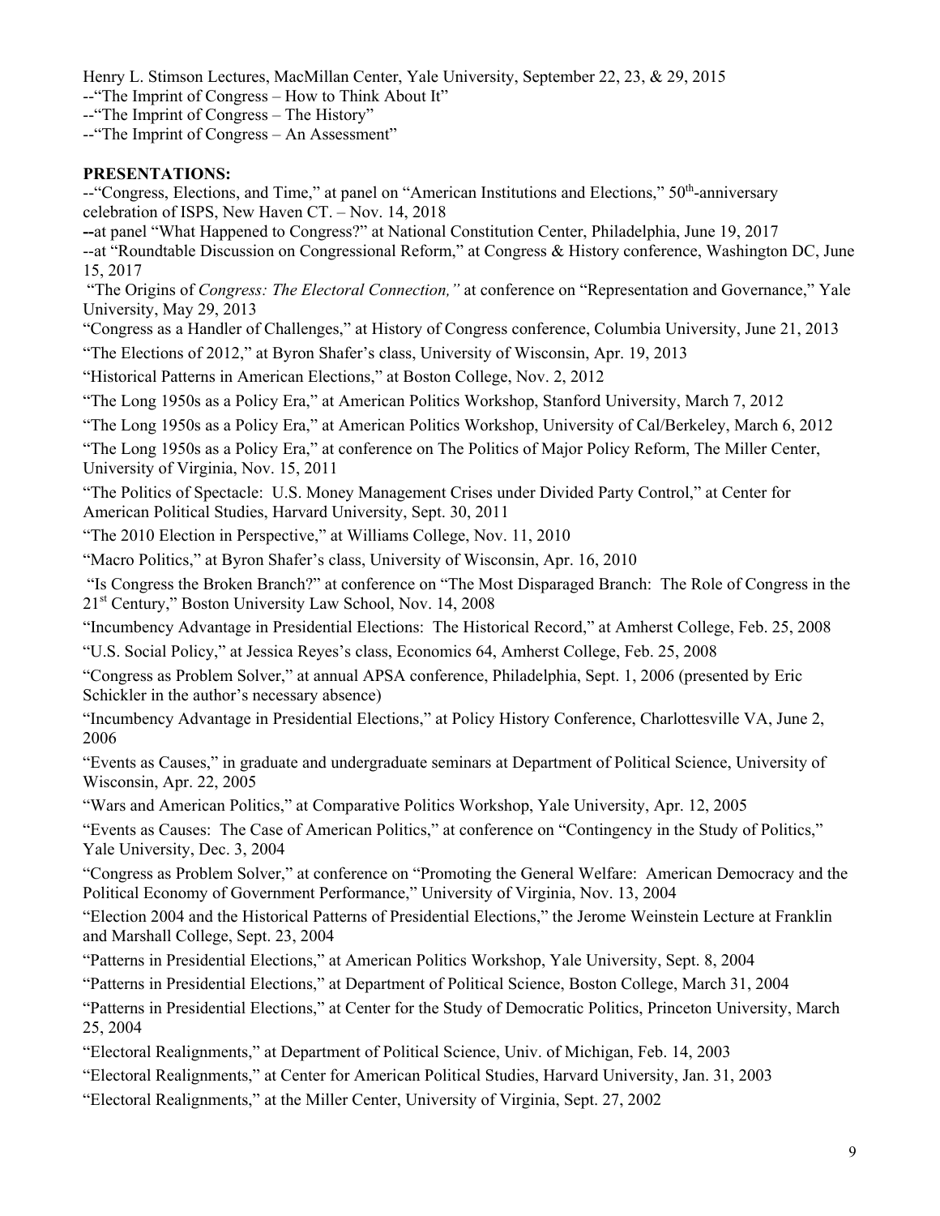Henry L. Stimson Lectures, MacMillan Center, Yale University, September 22, 23, & 29, 2015

--"The Imprint of Congress – How to Think About It"

--"The Imprint of Congress – The History"

--"The Imprint of Congress – An Assessment"

**PRESENTATIONS:**

--"Congress, Elections, and Time," at panel on "American Institutions and Elections," 50th-anniversary celebration of ISPS, New Haven CT. – Nov. 14, 2018

**--**at panel "What Happened to Congress?" at National Constitution Center, Philadelphia, June 19, 2017

--at "Roundtable Discussion on Congressional Reform," at Congress & History conference, Washington DC, June 15, 2017

"The Origins of *Congress: The Electoral Connection,"* at conference on "Representation and Governance," Yale University, May 29, 2013

"Congress as a Handler of Challenges," at History of Congress conference, Columbia University, June 21, 2013

"The Elections of 2012," at Byron Shafer's class, University of Wisconsin, Apr. 19, 2013

"Historical Patterns in American Elections," at Boston College, Nov. 2, 2012

"The Long 1950s as a Policy Era," at American Politics Workshop, Stanford University, March 7, 2012

"The Long 1950s as a Policy Era," at American Politics Workshop, University of Cal/Berkeley, March 6, 2012

"The Long 1950s as a Policy Era," at conference on The Politics of Major Policy Reform, The Miller Center, University of Virginia, Nov. 15, 2011

"The Politics of Spectacle: U.S. Money Management Crises under Divided Party Control," at Center for American Political Studies, Harvard University, Sept. 30, 2011

"The 2010 Election in Perspective," at Williams College, Nov. 11, 2010

"Macro Politics," at Byron Shafer's class, University of Wisconsin, Apr. 16, 2010

"Is Congress the Broken Branch?" at conference on "The Most Disparaged Branch: The Role of Congress in the 21st Century," Boston University Law School, Nov. 14, 2008

"Incumbency Advantage in Presidential Elections: The Historical Record," at Amherst College, Feb. 25, 2008

"U.S. Social Policy," at Jessica Reyes's class, Economics 64, Amherst College, Feb. 25, 2008

"Congress as Problem Solver," at annual APSA conference, Philadelphia, Sept. 1, 2006 (presented by Eric Schickler in the author's necessary absence)

"Incumbency Advantage in Presidential Elections," at Policy History Conference, Charlottesville VA, June 2, 2006

"Events as Causes," in graduate and undergraduate seminars at Department of Political Science, University of Wisconsin, Apr. 22, 2005

"Wars and American Politics," at Comparative Politics Workshop, Yale University, Apr. 12, 2005

"Events as Causes: The Case of American Politics," at conference on "Contingency in the Study of Politics," Yale University, Dec. 3, 2004

"Congress as Problem Solver," at conference on "Promoting the General Welfare: American Democracy and the Political Economy of Government Performance," University of Virginia, Nov. 13, 2004

"Election 2004 and the Historical Patterns of Presidential Elections," the Jerome Weinstein Lecture at Franklin and Marshall College, Sept. 23, 2004

"Patterns in Presidential Elections," at American Politics Workshop, Yale University, Sept. 8, 2004

"Patterns in Presidential Elections," at Department of Political Science, Boston College, March 31, 2004

"Patterns in Presidential Elections," at Center for the Study of Democratic Politics, Princeton University, March 25, 2004

"Electoral Realignments," at Department of Political Science, Univ. of Michigan, Feb. 14, 2003

"Electoral Realignments," at Center for American Political Studies, Harvard University, Jan. 31, 2003

"Electoral Realignments," at the Miller Center, University of Virginia, Sept. 27, 2002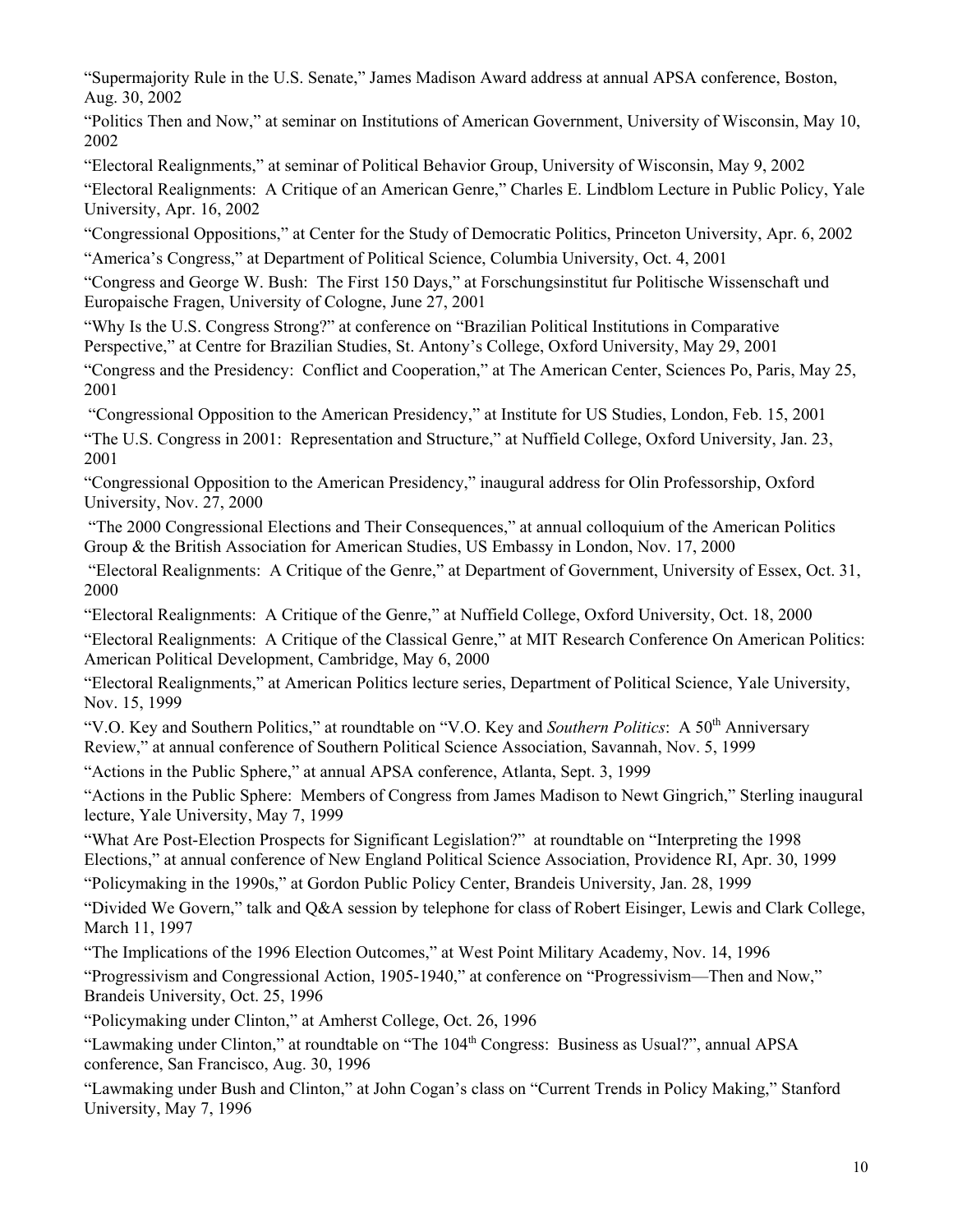"Supermajority Rule in the U.S. Senate," James Madison Award address at annual APSA conference, Boston, Aug. 30, 2002

"Politics Then and Now," at seminar on Institutions of American Government, University of Wisconsin, May 10, 2002

"Electoral Realignments," at seminar of Political Behavior Group, University of Wisconsin, May 9, 2002

"Electoral Realignments: A Critique of an American Genre," Charles E. Lindblom Lecture in Public Policy, Yale University, Apr. 16, 2002

"Congressional Oppositions," at Center for the Study of Democratic Politics, Princeton University, Apr. 6, 2002

"America's Congress," at Department of Political Science, Columbia University, Oct. 4, 2001

"Congress and George W. Bush: The First 150 Days," at Forschungsinstitut fur Politische Wissenschaft und Europaische Fragen, University of Cologne, June 27, 2001

"Why Is the U.S. Congress Strong?" at conference on "Brazilian Political Institutions in Comparative Perspective," at Centre for Brazilian Studies, St. Antony's College, Oxford University, May 29, 2001

"Congress and the Presidency: Conflict and Cooperation," at The American Center, Sciences Po, Paris, May 25, 2001

"Congressional Opposition to the American Presidency," at Institute for US Studies, London, Feb. 15, 2001

"The U.S. Congress in 2001: Representation and Structure," at Nuffield College, Oxford University, Jan. 23, 2001

"Congressional Opposition to the American Presidency," inaugural address for Olin Professorship, Oxford University, Nov. 27, 2000

"The 2000 Congressional Elections and Their Consequences," at annual colloquium of the American Politics Group & the British Association for American Studies, US Embassy in London, Nov. 17, 2000

"Electoral Realignments: A Critique of the Genre," at Department of Government, University of Essex, Oct. 31, 2000

"Electoral Realignments: A Critique of the Genre," at Nuffield College, Oxford University, Oct. 18, 2000

"Electoral Realignments: A Critique of the Classical Genre," at MIT Research Conference On American Politics: American Political Development, Cambridge, May 6, 2000

"Electoral Realignments," at American Politics lecture series, Department of Political Science, Yale University, Nov. 15, 1999

"V.O. Key and Southern Politics," at roundtable on "V.O. Key and *Southern Politics*: A 50th Anniversary Review," at annual conference of Southern Political Science Association, Savannah, Nov. 5, 1999

"Actions in the Public Sphere," at annual APSA conference, Atlanta, Sept. 3, 1999

"Actions in the Public Sphere: Members of Congress from James Madison to Newt Gingrich," Sterling inaugural lecture, Yale University, May 7, 1999

"What Are Post-Election Prospects for Significant Legislation?" at roundtable on "Interpreting the 1998 Elections," at annual conference of New England Political Science Association, Providence RI, Apr. 30, 1999

"Policymaking in the 1990s," at Gordon Public Policy Center, Brandeis University, Jan. 28, 1999

"Divided We Govern," talk and Q&A session by telephone for class of Robert Eisinger, Lewis and Clark College, March 11, 1997

"The Implications of the 1996 Election Outcomes," at West Point Military Academy, Nov. 14, 1996

"Progressivism and Congressional Action, 1905-1940," at conference on "Progressivism—Then and Now," Brandeis University, Oct. 25, 1996

"Policymaking under Clinton," at Amherst College, Oct. 26, 1996

"Lawmaking under Clinton," at roundtable on "The 104th Congress: Business as Usual?", annual APSA conference, San Francisco, Aug. 30, 1996

"Lawmaking under Bush and Clinton," at John Cogan's class on "Current Trends in Policy Making," Stanford University, May 7, 1996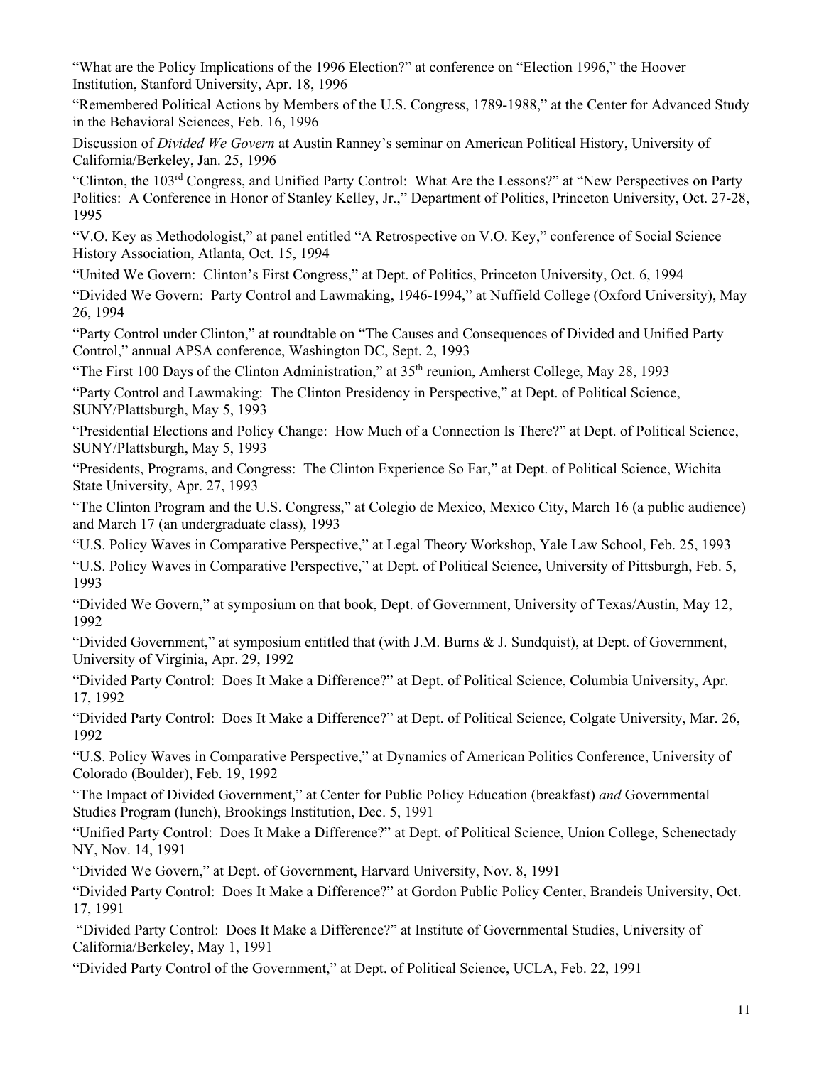"What are the Policy Implications of the 1996 Election?" at conference on "Election 1996," the Hoover Institution, Stanford University, Apr. 18, 1996

"Remembered Political Actions by Members of the U.S. Congress, 1789-1988," at the Center for Advanced Study in the Behavioral Sciences, Feb. 16, 1996

Discussion of *Divided We Govern* at Austin Ranney's seminar on American Political History, University of California/Berkeley, Jan. 25, 1996

"Clinton, the 103rd Congress, and Unified Party Control: What Are the Lessons?" at "New Perspectives on Party Politics: A Conference in Honor of Stanley Kelley, Jr.," Department of Politics, Princeton University, Oct. 27-28, 1995

"V.O. Key as Methodologist," at panel entitled "A Retrospective on V.O. Key," conference of Social Science History Association, Atlanta, Oct. 15, 1994

"United We Govern: Clinton's First Congress," at Dept. of Politics, Princeton University, Oct. 6, 1994

"Divided We Govern: Party Control and Lawmaking, 1946-1994," at Nuffield College (Oxford University), May 26, 1994

"Party Control under Clinton," at roundtable on "The Causes and Consequences of Divided and Unified Party Control," annual APSA conference, Washington DC, Sept. 2, 1993

"The First 100 Days of the Clinton Administration," at 35th reunion, Amherst College, May 28, 1993

"Party Control and Lawmaking: The Clinton Presidency in Perspective," at Dept. of Political Science, SUNY/Plattsburgh, May 5, 1993

"Presidential Elections and Policy Change: How Much of a Connection Is There?" at Dept. of Political Science, SUNY/Plattsburgh, May 5, 1993

"Presidents, Programs, and Congress: The Clinton Experience So Far," at Dept. of Political Science, Wichita State University, Apr. 27, 1993

"The Clinton Program and the U.S. Congress," at Colegio de Mexico, Mexico City, March 16 (a public audience) and March 17 (an undergraduate class), 1993

"U.S. Policy Waves in Comparative Perspective," at Legal Theory Workshop, Yale Law School, Feb. 25, 1993

"U.S. Policy Waves in Comparative Perspective," at Dept. of Political Science, University of Pittsburgh, Feb. 5, 1993

"Divided We Govern," at symposium on that book, Dept. of Government, University of Texas/Austin, May 12, 1992

"Divided Government," at symposium entitled that (with J.M. Burns & J. Sundquist), at Dept. of Government, University of Virginia, Apr. 29, 1992

"Divided Party Control: Does It Make a Difference?" at Dept. of Political Science, Columbia University, Apr. 17, 1992

"Divided Party Control: Does It Make a Difference?" at Dept. of Political Science, Colgate University, Mar. 26, 1992

"U.S. Policy Waves in Comparative Perspective," at Dynamics of American Politics Conference, University of Colorado (Boulder), Feb. 19, 1992

"The Impact of Divided Government," at Center for Public Policy Education (breakfast) *and* Governmental Studies Program (lunch), Brookings Institution, Dec. 5, 1991

"Unified Party Control: Does It Make a Difference?" at Dept. of Political Science, Union College, Schenectady NY, Nov. 14, 1991

"Divided We Govern," at Dept. of Government, Harvard University, Nov. 8, 1991

"Divided Party Control: Does It Make a Difference?" at Gordon Public Policy Center, Brandeis University, Oct. 17, 1991

"Divided Party Control: Does It Make a Difference?" at Institute of Governmental Studies, University of California/Berkeley, May 1, 1991

"Divided Party Control of the Government," at Dept. of Political Science, UCLA, Feb. 22, 1991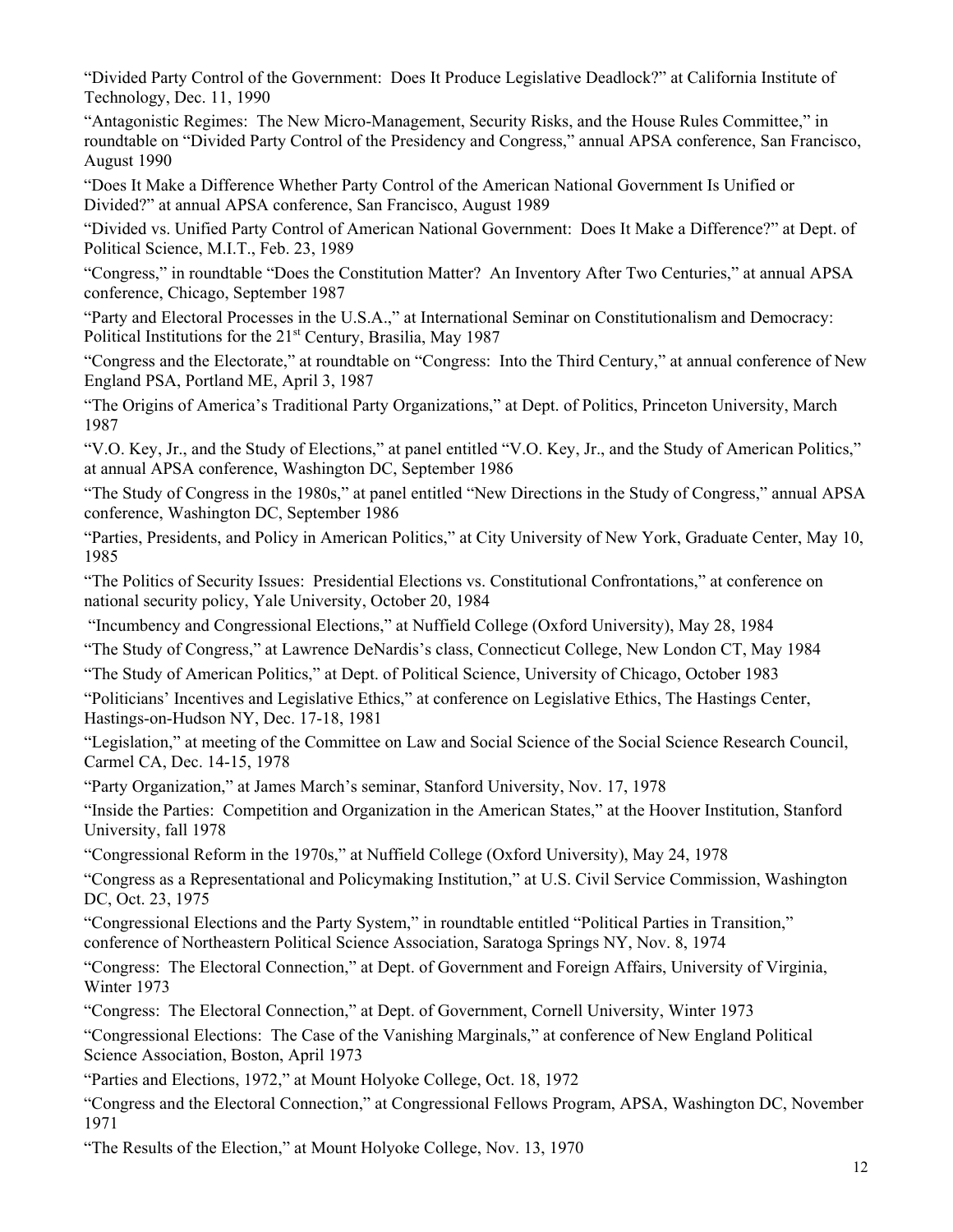"Divided Party Control of the Government: Does It Produce Legislative Deadlock?" at California Institute of Technology, Dec. 11, 1990

"Antagonistic Regimes: The New Micro-Management, Security Risks, and the House Rules Committee," in roundtable on "Divided Party Control of the Presidency and Congress," annual APSA conference, San Francisco, August 1990

"Does It Make a Difference Whether Party Control of the American National Government Is Unified or Divided?" at annual APSA conference, San Francisco, August 1989

"Divided vs. Unified Party Control of American National Government: Does It Make a Difference?" at Dept. of Political Science, M.I.T., Feb. 23, 1989

"Congress," in roundtable "Does the Constitution Matter? An Inventory After Two Centuries," at annual APSA conference, Chicago, September 1987

"Party and Electoral Processes in the U.S.A.," at International Seminar on Constitutionalism and Democracy: Political Institutions for the 21st Century, Brasilia, May 1987

"Congress and the Electorate," at roundtable on "Congress: Into the Third Century," at annual conference of New England PSA, Portland ME, April 3, 1987

"The Origins of America's Traditional Party Organizations," at Dept. of Politics, Princeton University, March 1987

"V.O. Key, Jr., and the Study of Elections," at panel entitled "V.O. Key, Jr., and the Study of American Politics," at annual APSA conference, Washington DC, September 1986

"The Study of Congress in the 1980s," at panel entitled "New Directions in the Study of Congress," annual APSA conference, Washington DC, September 1986

"Parties, Presidents, and Policy in American Politics," at City University of New York, Graduate Center, May 10, 1985

"The Politics of Security Issues: Presidential Elections vs. Constitutional Confrontations," at conference on national security policy, Yale University, October 20, 1984

"Incumbency and Congressional Elections," at Nuffield College (Oxford University), May 28, 1984

"The Study of Congress," at Lawrence DeNardis's class, Connecticut College, New London CT, May 1984

"The Study of American Politics," at Dept. of Political Science, University of Chicago, October 1983

"Politicians' Incentives and Legislative Ethics," at conference on Legislative Ethics, The Hastings Center, Hastings-on-Hudson NY, Dec. 17-18, 1981

"Legislation," at meeting of the Committee on Law and Social Science of the Social Science Research Council, Carmel CA, Dec. 14-15, 1978

"Party Organization," at James March's seminar, Stanford University, Nov. 17, 1978

"Inside the Parties: Competition and Organization in the American States," at the Hoover Institution, Stanford University, fall 1978

"Congressional Reform in the 1970s," at Nuffield College (Oxford University), May 24, 1978

"Congress as a Representational and Policymaking Institution," at U.S. Civil Service Commission, Washington DC, Oct. 23, 1975

"Congressional Elections and the Party System," in roundtable entitled "Political Parties in Transition," conference of Northeastern Political Science Association, Saratoga Springs NY, Nov. 8, 1974

"Congress: The Electoral Connection," at Dept. of Government and Foreign Affairs, University of Virginia, Winter 1973

"Congress: The Electoral Connection," at Dept. of Government, Cornell University, Winter 1973

"Congressional Elections: The Case of the Vanishing Marginals," at conference of New England Political Science Association, Boston, April 1973

"Parties and Elections, 1972," at Mount Holyoke College, Oct. 18, 1972

"Congress and the Electoral Connection," at Congressional Fellows Program, APSA, Washington DC, November 1971

"The Results of the Election," at Mount Holyoke College, Nov. 13, 1970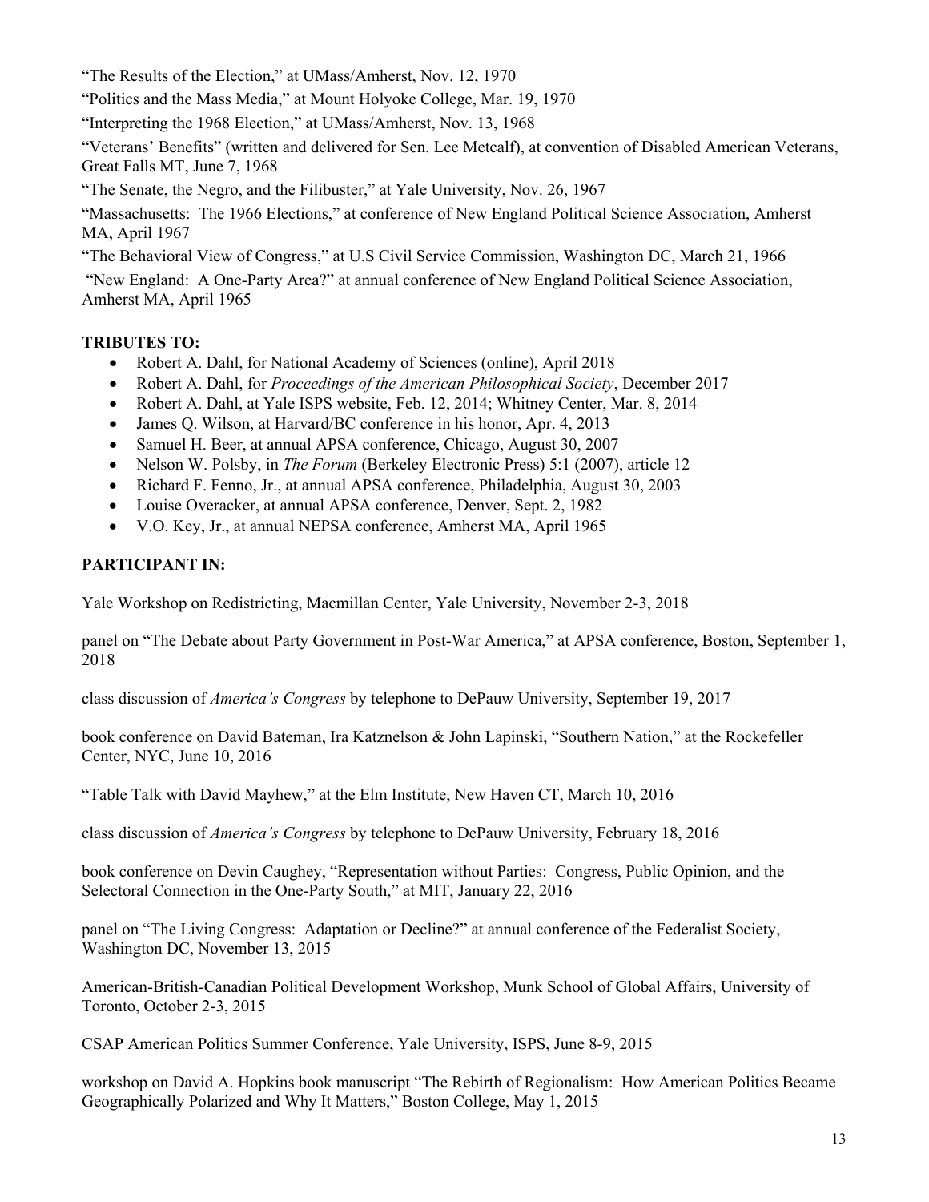"The Results of the Election," at UMass/Amherst, Nov. 12, 1970

"Politics and the Mass Media," at Mount Holyoke College, Mar. 19, 1970

"Interpreting the 1968 Election," at UMass/Amherst, Nov. 13, 1968

"Veterans' Benefits" (written and delivered for Sen. Lee Metcalf), at convention of Disabled American Veterans, Great Falls MT, June 7, 1968

"The Senate, the Negro, and the Filibuster," at Yale University, Nov. 26, 1967

"Massachusetts: The 1966 Elections," at conference of New England Political Science Association, Amherst MA, April 1967

"The Behavioral View of Congress," at U.S Civil Service Commission, Washington DC, March 21, 1966

"New England: A One-Party Area?" at annual conference of New England Political Science Association, Amherst MA, April 1965

**TRIBUTES TO:**

- Robert A. Dahl, for National Academy of Sciences (online), April 2018
- Robert A. Dahl, for *Proceedings of the American Philosophical Society*, December 2017
- Robert A. Dahl, at Yale ISPS website, Feb. 12, 2014; Whitney Center, Mar. 8, 2014
- James Q. Wilson, at Harvard/BC conference in his honor, Apr. 4, 2013
- Samuel H. Beer, at annual APSA conference, Chicago, August 30, 2007
- Nelson W. Polsby, in *The Forum* (Berkeley Electronic Press) 5:1 (2007), article 12
- Richard F. Fenno, Jr., at annual APSA conference, Philadelphia, August 30, 2003
- Louise Overacker, at annual APSA conference, Denver, Sept. 2, 1982
- V.O. Key, Jr., at annual NEPSA conference, Amherst MA, April 1965

**PARTICIPANT IN:**

Yale Workshop on Redistricting, Macmillan Center, Yale University, November 2-3, 2018

panel on "The Debate about Party Government in Post-War America," at APSA conference, Boston, September 1, 2018

class discussion of *America's Congress* by telephone to DePauw University, September 19, 2017

book conference on David Bateman, Ira Katznelson & John Lapinski, "Southern Nation," at the Rockefeller Center, NYC, June 10, 2016

"Table Talk with David Mayhew," at the Elm Institute, New Haven CT, March 10, 2016

class discussion of *America's Congress* by telephone to DePauw University, February 18, 2016

book conference on Devin Caughey, "Representation without Parties: Congress, Public Opinion, and the Selectoral Connection in the One-Party South," at MIT, January 22, 2016

panel on "The Living Congress: Adaptation or Decline?" at annual conference of the Federalist Society, Washington DC, November 13, 2015

American-British-Canadian Political Development Workshop, Munk School of Global Affairs, University of Toronto, October 2-3, 2015

CSAP American Politics Summer Conference, Yale University, ISPS, June 8-9, 2015

workshop on David A. Hopkins book manuscript "The Rebirth of Regionalism: How American Politics Became Geographically Polarized and Why It Matters," Boston College, May 1, 2015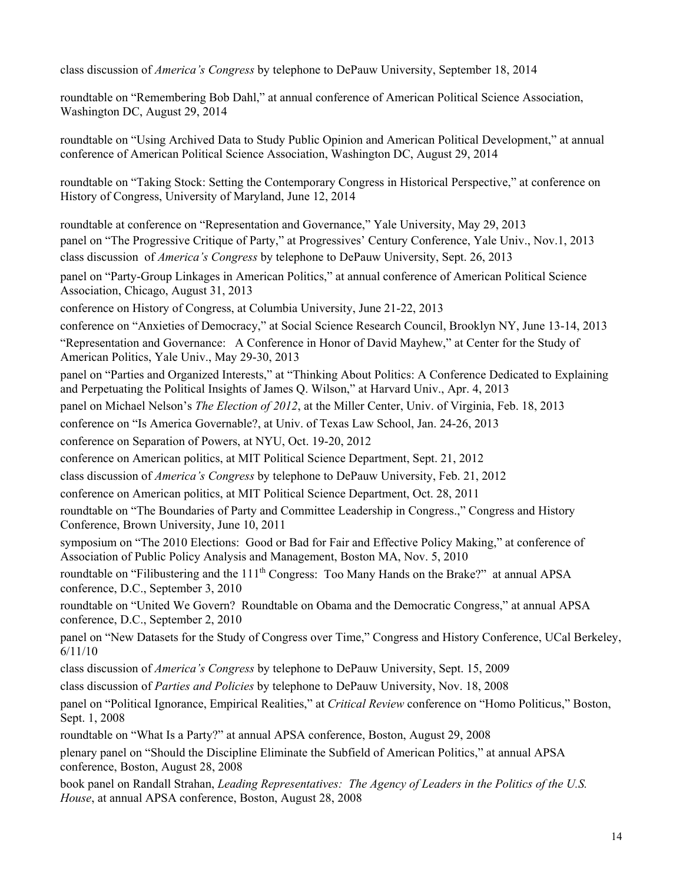class discussion of *America's Congress* by telephone to DePauw University, September 18, 2014

roundtable on "Remembering Bob Dahl," at annual conference of American Political Science Association, Washington DC, August 29, 2014

roundtable on "Using Archived Data to Study Public Opinion and American Political Development," at annual conference of American Political Science Association, Washington DC, August 29, 2014

roundtable on "Taking Stock: Setting the Contemporary Congress in Historical Perspective," at conference on History of Congress, University of Maryland, June 12, 2014

roundtable at conference on "Representation and Governance," Yale University, May 29, 2013

panel on "The Progressive Critique of Party," at Progressives' Century Conference, Yale Univ., Nov.1, 2013

class discussion of *America's Congress* by telephone to DePauw University, Sept. 26, 2013

panel on "Party-Group Linkages in American Politics," at annual conference of American Political Science Association, Chicago, August 31, 2013

conference on History of Congress, at Columbia University, June 21-22, 2013

conference on "Anxieties of Democracy," at Social Science Research Council, Brooklyn NY, June 13-14, 2013

"Representation and Governance: A Conference in Honor of David Mayhew," at Center for the Study of American Politics, Yale Univ., May 29-30, 2013

panel on "Parties and Organized Interests," at "Thinking About Politics: A Conference Dedicated to Explaining and Perpetuating the Political Insights of James Q. Wilson," at Harvard Univ., Apr. 4, 2013

panel on Michael Nelson's *The Election of 2012*, at the Miller Center, Univ. of Virginia, Feb. 18, 2013

conference on "Is America Governable?, at Univ. of Texas Law School, Jan. 24-26, 2013

conference on Separation of Powers, at NYU, Oct. 19-20, 2012

conference on American politics, at MIT Political Science Department, Sept. 21, 2012

class discussion of *America's Congress* by telephone to DePauw University, Feb. 21, 2012

conference on American politics, at MIT Political Science Department, Oct. 28, 2011

roundtable on "The Boundaries of Party and Committee Leadership in Congress.," Congress and History Conference, Brown University, June 10, 2011

symposium on "The 2010 Elections: Good or Bad for Fair and Effective Policy Making," at conference of Association of Public Policy Analysis and Management, Boston MA, Nov. 5, 2010

roundtable on "Filibustering and the 111th Congress: Too Many Hands on the Brake?" at annual APSA conference, D.C., September 3, 2010

roundtable on "United We Govern? Roundtable on Obama and the Democratic Congress," at annual APSA conference, D.C., September 2, 2010

panel on "New Datasets for the Study of Congress over Time," Congress and History Conference, UCal Berkeley, 6/11/10

class discussion of *America's Congress* by telephone to DePauw University, Sept. 15, 2009

class discussion of *Parties and Policies* by telephone to DePauw University, Nov. 18, 2008

panel on "Political Ignorance, Empirical Realities," at *Critical Review* conference on "Homo Politicus," Boston, Sept. 1, 2008

roundtable on "What Is a Party?" at annual APSA conference, Boston, August 29, 2008

plenary panel on "Should the Discipline Eliminate the Subfield of American Politics," at annual APSA conference, Boston, August 28, 2008

book panel on Randall Strahan, *Leading Representatives: The Agency of Leaders in the Politics of the U.S. House*, at annual APSA conference, Boston, August 28, 2008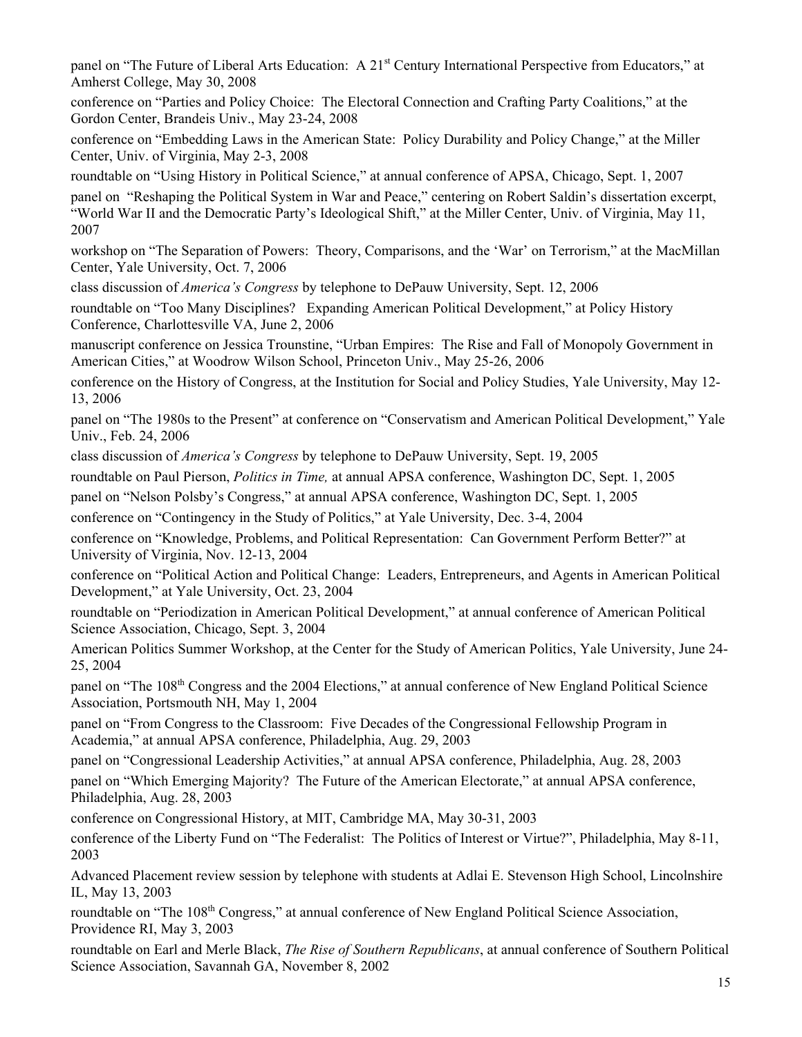panel on "The Future of Liberal Arts Education: A 21st Century International Perspective from Educators," at Amherst College, May 30, 2008

conference on "Parties and Policy Choice: The Electoral Connection and Crafting Party Coalitions," at the Gordon Center, Brandeis Univ., May 23-24, 2008

conference on "Embedding Laws in the American State: Policy Durability and Policy Change," at the Miller Center, Univ. of Virginia, May 2-3, 2008

roundtable on "Using History in Political Science," at annual conference of APSA, Chicago, Sept. 1, 2007

panel on "Reshaping the Political System in War and Peace," centering on Robert Saldin's dissertation excerpt, "World War II and the Democratic Party's Ideological Shift," at the Miller Center, Univ. of Virginia, May 11, 2007

workshop on "The Separation of Powers: Theory, Comparisons, and the 'War' on Terrorism," at the MacMillan Center, Yale University, Oct. 7, 2006

class discussion of *America's Congress* by telephone to DePauw University, Sept. 12, 2006

roundtable on "Too Many Disciplines? Expanding American Political Development," at Policy History Conference, Charlottesville VA, June 2, 2006

manuscript conference on Jessica Trounstine, "Urban Empires: The Rise and Fall of Monopoly Government in American Cities," at Woodrow Wilson School, Princeton Univ., May 25-26, 2006

conference on the History of Congress, at the Institution for Social and Policy Studies, Yale University, May 12-13, 2006

panel on "The 1980s to the Present" at conference on "Conservatism and American Political Development," Yale Univ., Feb. 24, 2006

class discussion of *America's Congress* by telephone to DePauw University, Sept. 19, 2005

roundtable on Paul Pierson, *Politics in Time,* at annual APSA conference, Washington DC, Sept. 1, 2005

panel on "Nelson Polsby's Congress," at annual APSA conference, Washington DC, Sept. 1, 2005

conference on "Contingency in the Study of Politics," at Yale University, Dec. 3-4, 2004

conference on "Knowledge, Problems, and Political Representation: Can Government Perform Better?" at University of Virginia, Nov. 12-13, 2004

conference on "Political Action and Political Change: Leaders, Entrepreneurs, and Agents in American Political Development," at Yale University, Oct. 23, 2004

roundtable on "Periodization in American Political Development," at annual conference of American Political Science Association, Chicago, Sept. 3, 2004

American Politics Summer Workshop, at the Center for the Study of American Politics, Yale University, June 24-25, 2004

panel on "The 108th Congress and the 2004 Elections," at annual conference of New England Political Science Association, Portsmouth NH, May 1, 2004

panel on "From Congress to the Classroom: Five Decades of the Congressional Fellowship Program in Academia," at annual APSA conference, Philadelphia, Aug. 29, 2003

panel on "Congressional Leadership Activities," at annual APSA conference, Philadelphia, Aug. 28, 2003

panel on "Which Emerging Majority? The Future of the American Electorate," at annual APSA conference, Philadelphia, Aug. 28, 2003

conference on Congressional History, at MIT, Cambridge MA, May 30-31, 2003

conference of the Liberty Fund on "The Federalist: The Politics of Interest or Virtue?", Philadelphia, May 8-11, 2003

Advanced Placement review session by telephone with students at Adlai E. Stevenson High School, Lincolnshire IL, May 13, 2003

roundtable on "The 108th Congress," at annual conference of New England Political Science Association, Providence RI, May 3, 2003

roundtable on Earl and Merle Black, *The Rise of Southern Republicans*, at annual conference of Southern Political Science Association, Savannah GA, November 8, 2002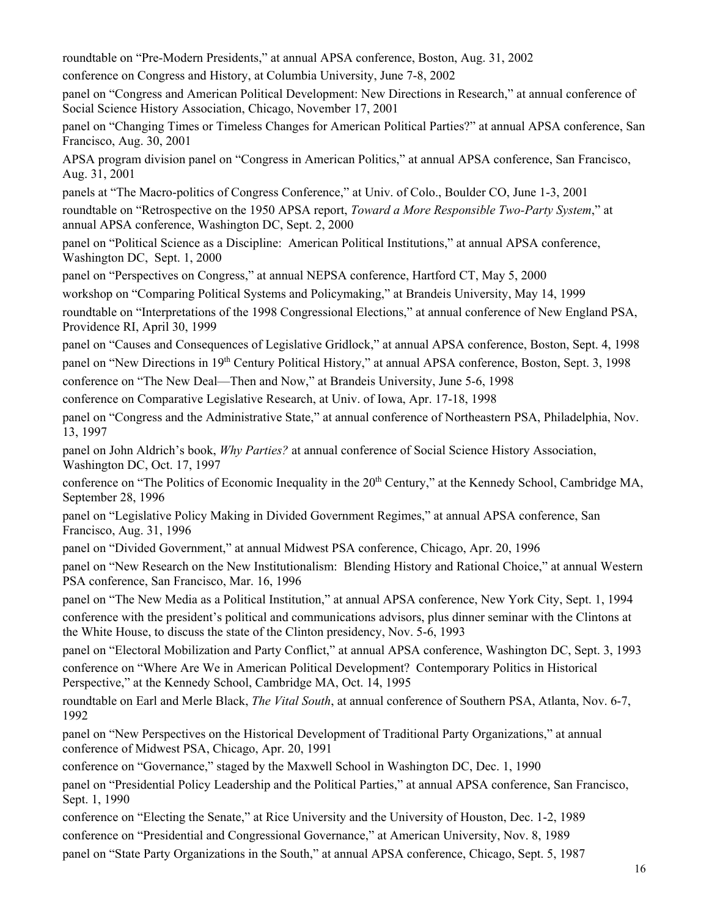roundtable on "Pre-Modern Presidents," at annual APSA conference, Boston, Aug. 31, 2002

conference on Congress and History, at Columbia University, June 7-8, 2002

panel on "Congress and American Political Development: New Directions in Research," at annual conference of Social Science History Association, Chicago, November 17, 2001

panel on "Changing Times or Timeless Changes for American Political Parties?" at annual APSA conference, San Francisco, Aug. 30, 2001

APSA program division panel on "Congress in American Politics," at annual APSA conference, San Francisco, Aug. 31, 2001

panels at "The Macro-politics of Congress Conference," at Univ. of Colo., Boulder CO, June 1-3, 2001

roundtable on "Retrospective on the 1950 APSA report, *Toward a More Responsible Two-Party System*," at annual APSA conference, Washington DC, Sept. 2, 2000

panel on "Political Science as a Discipline: American Political Institutions," at annual APSA conference, Washington DC, Sept. 1, 2000

panel on "Perspectives on Congress," at annual NEPSA conference, Hartford CT, May 5, 2000

workshop on "Comparing Political Systems and Policymaking," at Brandeis University, May 14, 1999

roundtable on "Interpretations of the 1998 Congressional Elections," at annual conference of New England PSA, Providence RI, April 30, 1999

panel on "Causes and Consequences of Legislative Gridlock," at annual APSA conference, Boston, Sept. 4, 1998

panel on "New Directions in 19th Century Political History," at annual APSA conference, Boston, Sept. 3, 1998

conference on "The New Deal—Then and Now," at Brandeis University, June 5-6, 1998

conference on Comparative Legislative Research, at Univ. of Iowa, Apr. 17-18, 1998

panel on "Congress and the Administrative State," at annual conference of Northeastern PSA, Philadelphia, Nov. 13, 1997

panel on John Aldrich's book, *Why Parties?* at annual conference of Social Science History Association, Washington DC, Oct. 17, 1997

conference on "The Politics of Economic Inequality in the 20th Century," at the Kennedy School, Cambridge MA, September 28, 1996

panel on "Legislative Policy Making in Divided Government Regimes," at annual APSA conference, San Francisco, Aug. 31, 1996

panel on "Divided Government," at annual Midwest PSA conference, Chicago, Apr. 20, 1996

panel on "New Research on the New Institutionalism: Blending History and Rational Choice," at annual Western PSA conference, San Francisco, Mar. 16, 1996

panel on "The New Media as a Political Institution," at annual APSA conference, New York City, Sept. 1, 1994

conference with the president's political and communications advisors, plus dinner seminar with the Clintons at the White House, to discuss the state of the Clinton presidency, Nov. 5-6, 1993

panel on "Electoral Mobilization and Party Conflict," at annual APSA conference, Washington DC, Sept. 3, 1993

conference on "Where Are We in American Political Development? Contemporary Politics in Historical Perspective," at the Kennedy School, Cambridge MA, Oct. 14, 1995

roundtable on Earl and Merle Black, *The Vital South*, at annual conference of Southern PSA, Atlanta, Nov. 6-7, 1992

panel on "New Perspectives on the Historical Development of Traditional Party Organizations," at annual conference of Midwest PSA, Chicago, Apr. 20, 1991

conference on "Governance," staged by the Maxwell School in Washington DC, Dec. 1, 1990

panel on "Presidential Policy Leadership and the Political Parties," at annual APSA conference, San Francisco, Sept. 1, 1990

conference on "Electing the Senate," at Rice University and the University of Houston, Dec. 1-2, 1989

conference on "Presidential and Congressional Governance," at American University, Nov. 8, 1989

panel on "State Party Organizations in the South," at annual APSA conference, Chicago, Sept. 5, 1987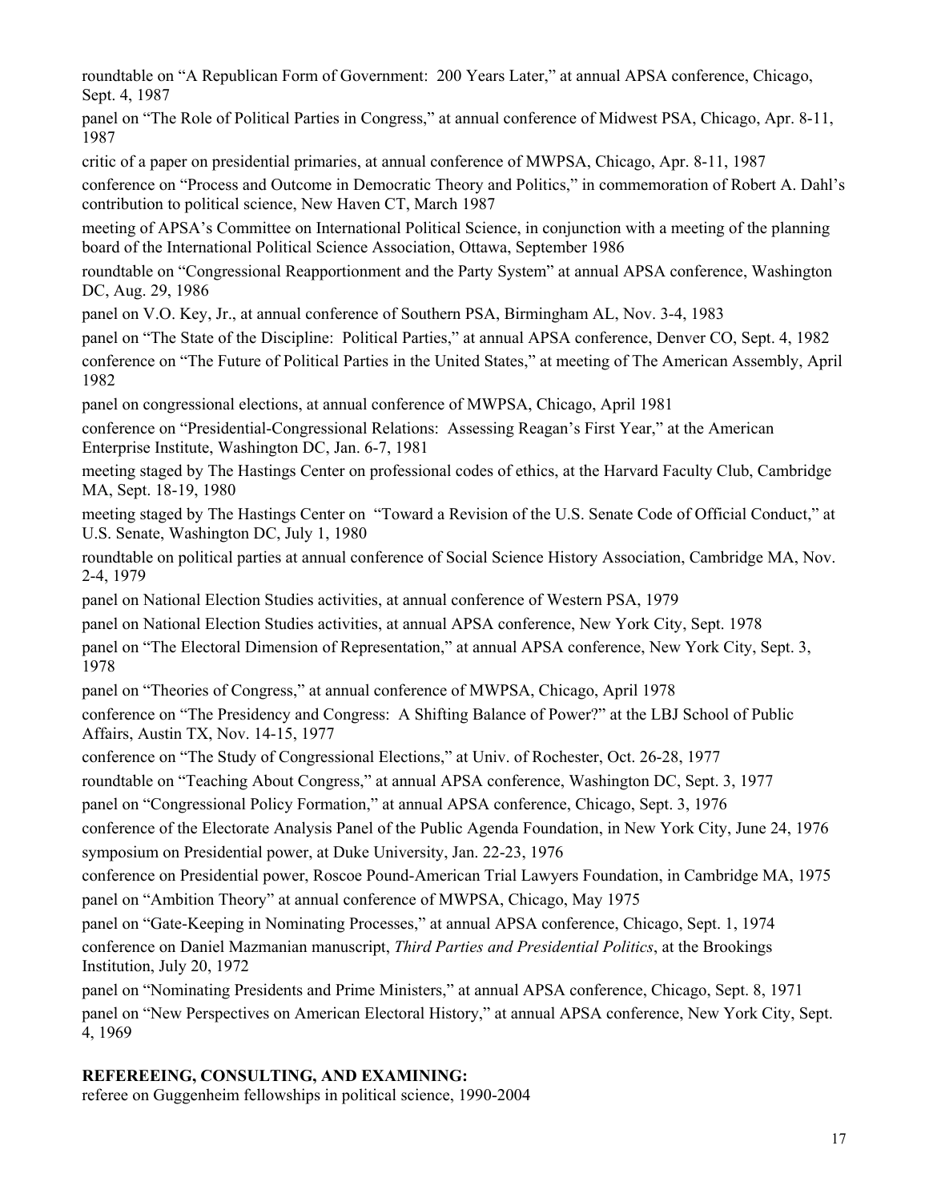roundtable on "A Republican Form of Government: 200 Years Later," at annual APSA conference, Chicago, Sept. 4, 1987

panel on "The Role of Political Parties in Congress," at annual conference of Midwest PSA, Chicago, Apr. 8-11, 1987

critic of a paper on presidential primaries, at annual conference of MWPSA, Chicago, Apr. 8-11, 1987

conference on "Process and Outcome in Democratic Theory and Politics," in commemoration of Robert A. Dahl's contribution to political science, New Haven CT, March 1987

meeting of APSA's Committee on International Political Science, in conjunction with a meeting of the planning board of the International Political Science Association, Ottawa, September 1986

roundtable on "Congressional Reapportionment and the Party System" at annual APSA conference, Washington DC, Aug. 29, 1986

panel on V.O. Key, Jr., at annual conference of Southern PSA, Birmingham AL, Nov. 3-4, 1983

panel on "The State of the Discipline: Political Parties," at annual APSA conference, Denver CO, Sept. 4, 1982

conference on "The Future of Political Parties in the United States," at meeting of The American Assembly, April 1982

panel on congressional elections, at annual conference of MWPSA, Chicago, April 1981

conference on "Presidential-Congressional Relations: Assessing Reagan's First Year," at the American Enterprise Institute, Washington DC, Jan. 6-7, 1981

meeting staged by The Hastings Center on professional codes of ethics, at the Harvard Faculty Club, Cambridge MA, Sept. 18-19, 1980

meeting staged by The Hastings Center on "Toward a Revision of the U.S. Senate Code of Official Conduct," at U.S. Senate, Washington DC, July 1, 1980

roundtable on political parties at annual conference of Social Science History Association, Cambridge MA, Nov. 2-4, 1979

panel on National Election Studies activities, at annual conference of Western PSA, 1979

panel on National Election Studies activities, at annual APSA conference, New York City, Sept. 1978

panel on "The Electoral Dimension of Representation," at annual APSA conference, New York City, Sept. 3, 1978

panel on "Theories of Congress," at annual conference of MWPSA, Chicago, April 1978

conference on "The Presidency and Congress: A Shifting Balance of Power?" at the LBJ School of Public Affairs, Austin TX, Nov. 14-15, 1977

conference on "The Study of Congressional Elections," at Univ. of Rochester, Oct. 26-28, 1977

roundtable on "Teaching About Congress," at annual APSA conference, Washington DC, Sept. 3, 1977

panel on "Congressional Policy Formation," at annual APSA conference, Chicago, Sept. 3, 1976

conference of the Electorate Analysis Panel of the Public Agenda Foundation, in New York City, June 24, 1976

symposium on Presidential power, at Duke University, Jan. 22-23, 1976

conference on Presidential power, Roscoe Pound-American Trial Lawyers Foundation, in Cambridge MA, 1975

panel on "Ambition Theory" at annual conference of MWPSA, Chicago, May 1975

panel on "Gate-Keeping in Nominating Processes," at annual APSA conference, Chicago, Sept. 1, 1974

conference on Daniel Mazmanian manuscript, *Third Parties and Presidential Politics*, at the Brookings Institution, July 20, 1972

panel on "Nominating Presidents and Prime Ministers," at annual APSA conference, Chicago, Sept. 8, 1971

panel on "New Perspectives on American Electoral History," at annual APSA conference, New York City, Sept. 4, 1969

**REFEREEING, CONSULTING, AND EXAMINING:**

referee on Guggenheim fellowships in political science, 1990-2004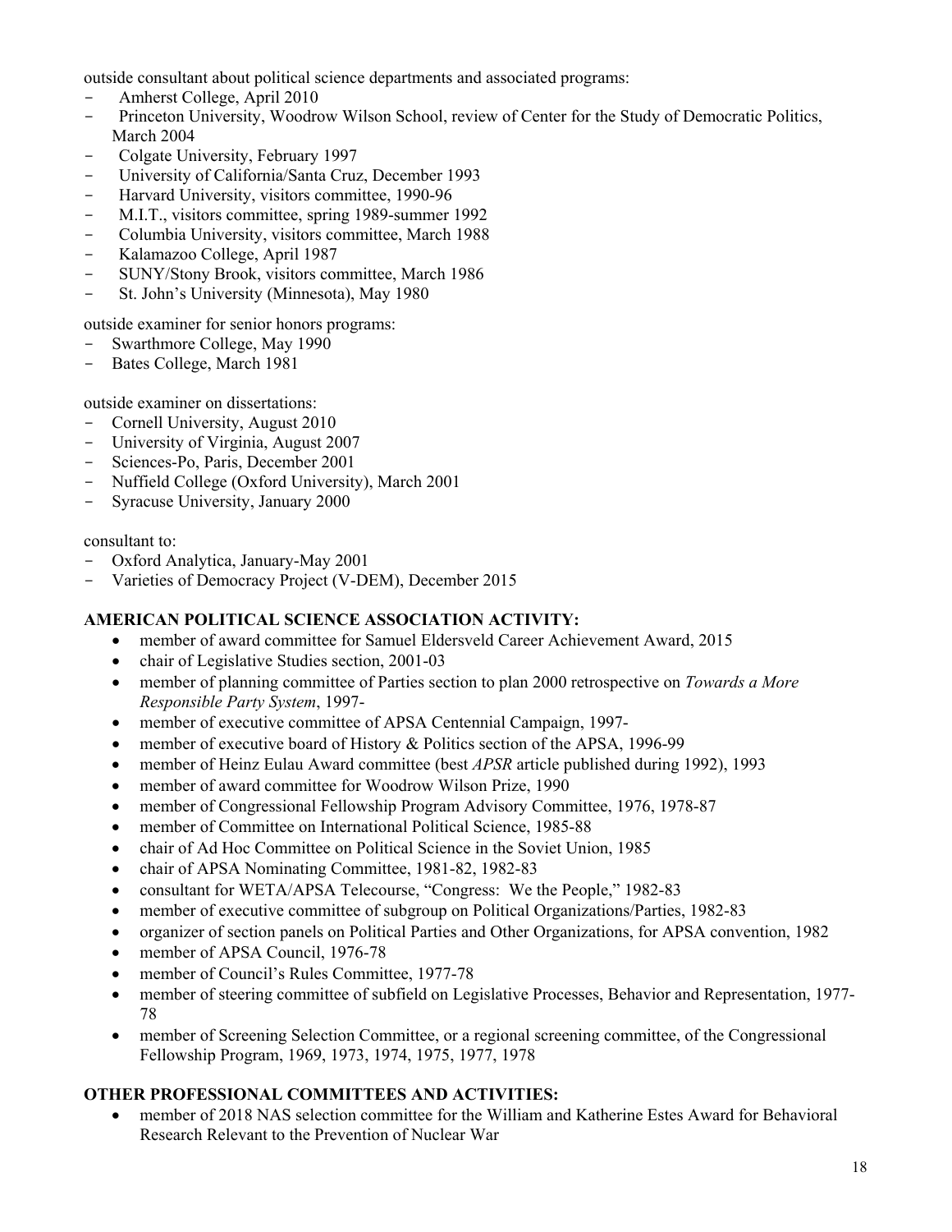outside consultant about political science departments and associated programs:

- Amherst College, April 2010
- Princeton University, Woodrow Wilson School, review of Center for the Study of Democratic Politics, March 2004
- Colgate University, February 1997
- University of California/Santa Cruz, December 1993
- Harvard University, visitors committee, 1990-96
- M.I.T., visitors committee, spring 1989-summer 1992
- Columbia University, visitors committee, March 1988
- Kalamazoo College, April 1987
- SUNY/Stony Brook, visitors committee, March 1986
- St. John's University (Minnesota), May 1980

outside examiner for senior honors programs:

- Swarthmore College, May 1990
- Bates College, March 1981

outside examiner on dissertations:

- Cornell University, August 2010
- University of Virginia, August 2007
- Sciences-Po, Paris, December 2001
- Nuffield College (Oxford University), March 2001
- Syracuse University, January 2000

consultant to:

- Oxford Analytica, January-May 2001
- Varieties of Democracy Project (V-DEM), December 2015

**AMERICAN POLITICAL SCIENCE ASSOCIATION ACTIVITY:**

- member of award committee for Samuel Eldersveld Career Achievement Award, 2015
- chair of Legislative Studies section, 2001-03
- member of planning committee of Parties section to plan 2000 retrospective on *Towards a More Responsible Party System*, 1997-
- member of executive committee of APSA Centennial Campaign, 1997-
- member of executive board of History & Politics section of the APSA, 1996-99
- member of Heinz Eulau Award committee (best *APSR* article published during 1992), 1993
- member of award committee for Woodrow Wilson Prize, 1990
- member of Congressional Fellowship Program Advisory Committee, 1976, 1978-87
- member of Committee on International Political Science, 1985-88
- chair of Ad Hoc Committee on Political Science in the Soviet Union, 1985
- chair of APSA Nominating Committee, 1981-82, 1982-83
- consultant for WETA/APSA Telecourse, "Congress: We the People," 1982-83
- member of executive committee of subgroup on Political Organizations/Parties, 1982-83
- organizer of section panels on Political Parties and Other Organizations, for APSA convention, 1982
- member of APSA Council, 1976-78
- member of Council's Rules Committee, 1977-78
- member of steering committee of subfield on Legislative Processes, Behavior and Representation, 1977-78
- member of Screening Selection Committee, or a regional screening committee, of the Congressional Fellowship Program, 1969, 1973, 1974, 1975, 1977, 1978

**OTHER PROFESSIONAL COMMITTEES AND ACTIVITIES:**

- member of 2018 NAS selection committee for the William and Katherine Estes Award for Behavioral Research Relevant to the Prevention of Nuclear War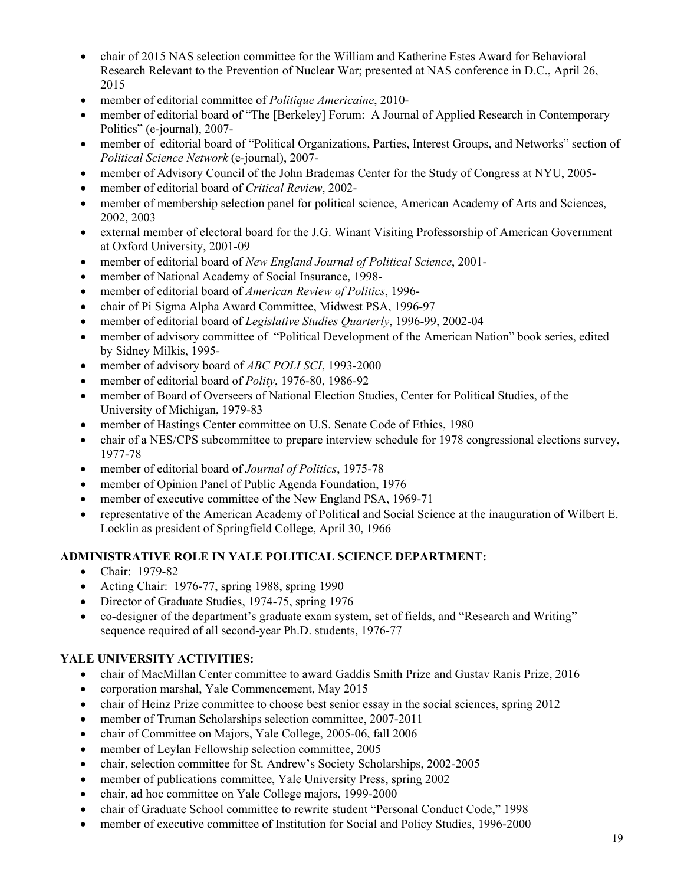- chair of 2015 NAS selection committee for the William and Katherine Estes Award for Behavioral Research Relevant to the Prevention of Nuclear War; presented at NAS conference in D.C., April 26, 2015
- member of editorial committee of *Politique Americaine*, 2010-
- member of editorial board of "The [Berkeley] Forum: A Journal of Applied Research in Contemporary Politics" (e-journal), 2007-
- member of editorial board of "Political Organizations, Parties, Interest Groups, and Networks" section of *Political Science Network* (e-journal), 2007-
- member of Advisory Council of the John Brademas Center for the Study of Congress at NYU, 2005-
- member of editorial board of *Critical Review*, 2002-
- member of membership selection panel for political science, American Academy of Arts and Sciences, 2002, 2003
- external member of electoral board for the J.G. Winant Visiting Professorship of American Government at Oxford University, 2001-09
- member of editorial board of *New England Journal of Political Science*, 2001-
- member of National Academy of Social Insurance, 1998-
- member of editorial board of *American Review of Politics*, 1996-
- chair of Pi Sigma Alpha Award Committee, Midwest PSA, 1996-97
- member of editorial board of *Legislative Studies Quarterly*, 1996-99, 2002-04
- member of advisory committee of "Political Development of the American Nation" book series, edited by Sidney Milkis, 1995-
- member of advisory board of *ABC POLI SCI*, 1993-2000
- member of editorial board of *Polity*, 1976-80, 1986-92
- member of Board of Overseers of National Election Studies, Center for Political Studies, of the University of Michigan, 1979-83
- member of Hastings Center committee on U.S. Senate Code of Ethics, 1980
- chair of a NES/CPS subcommittee to prepare interview schedule for 1978 congressional elections survey, 1977-78
- member of editorial board of *Journal of Politics*, 1975-78
- member of Opinion Panel of Public Agenda Foundation, 1976
- member of executive committee of the New England PSA, 1969-71
- representative of the American Academy of Political and Social Science at the inauguration of Wilbert E. Locklin as president of Springfield College, April 30, 1966

**ADMINISTRATIVE ROLE IN YALE POLITICAL SCIENCE DEPARTMENT:**

- Chair: 1979-82
- Acting Chair: 1976-77, spring 1988, spring 1990
- Director of Graduate Studies, 1974-75, spring 1976
- co-designer of the department's graduate exam system, set of fields, and "Research and Writing" sequence required of all second-year Ph.D. students, 1976-77

**YALE UNIVERSITY ACTIVITIES:**

- chair of MacMillan Center committee to award Gaddis Smith Prize and Gustav Ranis Prize, 2016
- corporation marshal, Yale Commencement, May 2015
- chair of Heinz Prize committee to choose best senior essay in the social sciences, spring 2012
- member of Truman Scholarships selection committee, 2007-2011
- chair of Committee on Majors, Yale College, 2005-06, fall 2006
- member of Leylan Fellowship selection committee, 2005
- chair, selection committee for St. Andrew's Society Scholarships, 2002-2005
- member of publications committee, Yale University Press, spring 2002
- chair, ad hoc committee on Yale College majors, 1999-2000
- chair of Graduate School committee to rewrite student "Personal Conduct Code," 1998
- member of executive committee of Institution for Social and Policy Studies, 1996-2000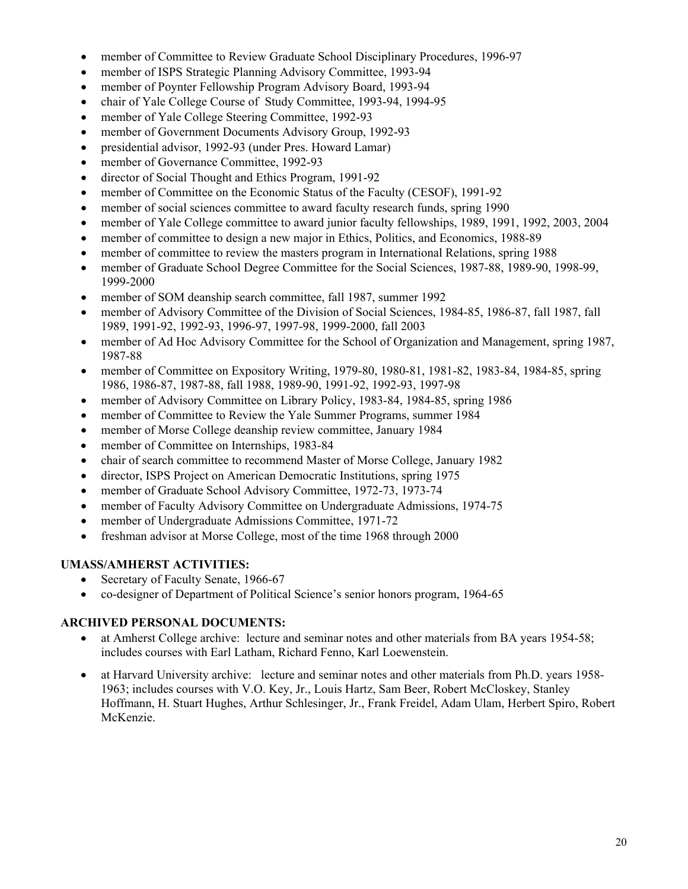- member of Committee to Review Graduate School Disciplinary Procedures, 1996-97
- member of ISPS Strategic Planning Advisory Committee, 1993-94
- member of Poynter Fellowship Program Advisory Board, 1993-94
- chair of Yale College Course of Study Committee, 1993-94, 1994-95
- member of Yale College Steering Committee, 1992-93
- member of Government Documents Advisory Group, 1992-93
- presidential advisor, 1992-93 (under Pres. Howard Lamar)
- member of Governance Committee, 1992-93
- director of Social Thought and Ethics Program, 1991-92
- member of Committee on the Economic Status of the Faculty (CESOF), 1991-92
- member of social sciences committee to award faculty research funds, spring 1990
- member of Yale College committee to award junior faculty fellowships, 1989, 1991, 1992, 2003, 2004
- member of committee to design a new major in Ethics, Politics, and Economics, 1988-89
- member of committee to review the masters program in International Relations, spring 1988
- member of Graduate School Degree Committee for the Social Sciences, 1987-88, 1989-90, 1998-99, 1999-2000
- member of SOM deanship search committee, fall 1987, summer 1992
- member of Advisory Committee of the Division of Social Sciences, 1984-85, 1986-87, fall 1987, fall 1989, 1991-92, 1992-93, 1996-97, 1997-98, 1999-2000, fall 2003
- member of Ad Hoc Advisory Committee for the School of Organization and Management, spring 1987, 1987-88
- member of Committee on Expository Writing, 1979-80, 1980-81, 1981-82, 1983-84, 1984-85, spring 1986, 1986-87, 1987-88, fall 1988, 1989-90, 1991-92, 1992-93, 1997-98
- member of Advisory Committee on Library Policy, 1983-84, 1984-85, spring 1986
- member of Committee to Review the Yale Summer Programs, summer 1984
- member of Morse College deanship review committee, January 1984
- member of Committee on Internships, 1983-84
- chair of search committee to recommend Master of Morse College, January 1982
- director, ISPS Project on American Democratic Institutions, spring 1975
- member of Graduate School Advisory Committee, 1972-73, 1973-74
- member of Faculty Advisory Committee on Undergraduate Admissions, 1974-75
- member of Undergraduate Admissions Committee, 1971-72
- freshman advisor at Morse College, most of the time 1968 through 2000

**UMASS/AMHERST ACTIVITIES:**

- Secretary of Faculty Senate, 1966-67
- co-designer of Department of Political Science's senior honors program, 1964-65

**ARCHIVED PERSONAL DOCUMENTS:**

- at Amherst College archive: lecture and seminar notes and other materials from BA years 1954-58; includes courses with Earl Latham, Richard Fenno, Karl Loewenstein.
- at Harvard University archive: lecture and seminar notes and other materials from Ph.D. years 1958-1963; includes courses with V.O. Key, Jr., Louis Hartz, Sam Beer, Robert McCloskey, Stanley Hoffmann, H. Stuart Hughes, Arthur Schlesinger, Jr., Frank Freidel, Adam Ulam, Herbert Spiro, Robert McKenzie.